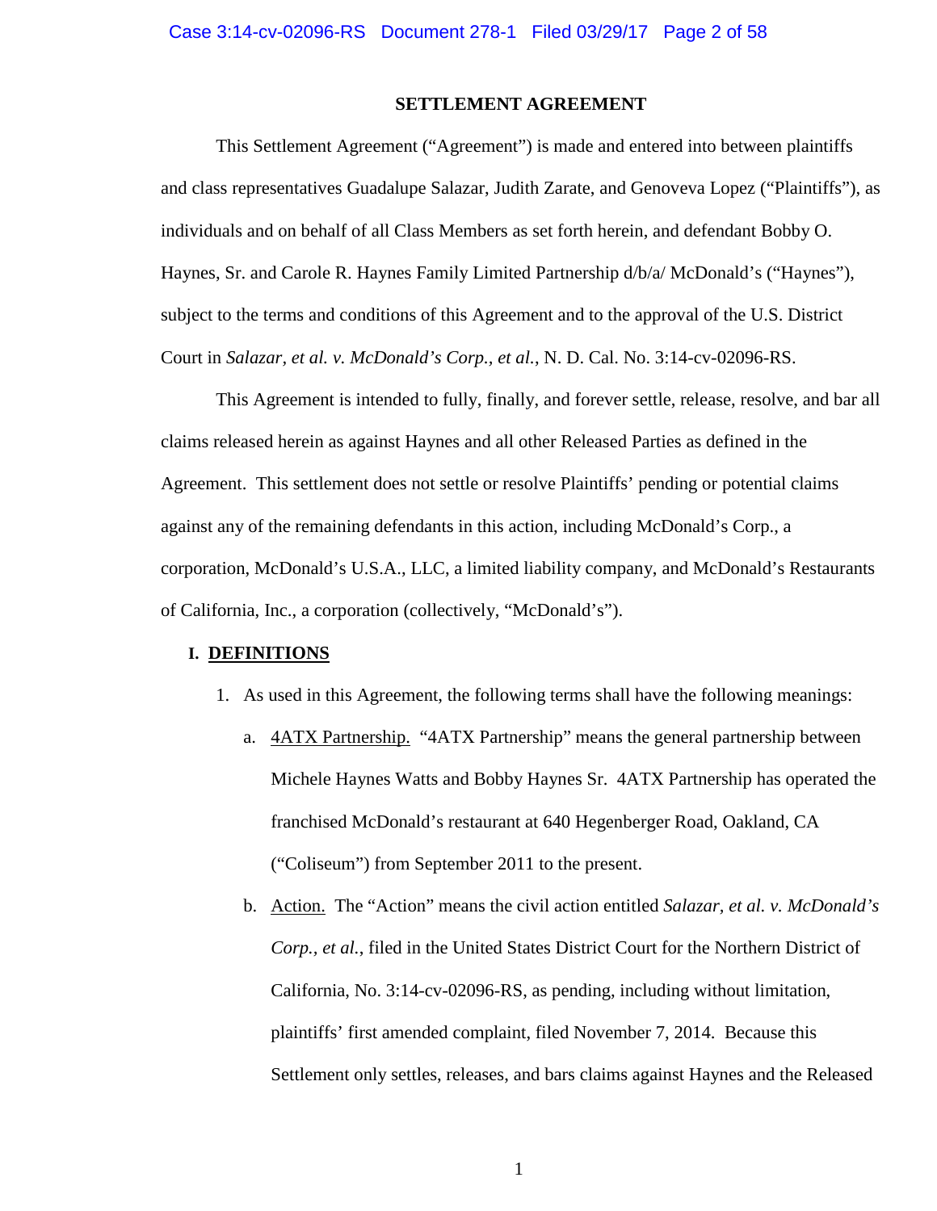# SETTLEMENT AGREEMENT

This Settlement Agreement ("Agreement") is made and entered into between plaintiffs and class representatives Guadalupe Salazar, Judith Zarate, and Genoveva Lopez ("Plaintiffs"), as individuals and on behalf of all Class Members as set forth herein, and defendant Bobby O. Haynes, Sr. and Carole R. Haynes Family Limited Partnership d/b/a/ McDonald's ("Haynes"), subject to the terms and conditions of this Agreement and to the approval of the U.S. District Court in *Salazar, et al. v. McDonald's Corp., et al.*, N. D. Cal. No. 3:14-cv-02096-RS.

This Agreement is intended to fully, finally, and forever settle, release, resolve, and bar all claims released herein as against Haynes and all other Released Parties as defined in the Agreement. This settlement does not settle or resolve Plaintiffs' pending or potential claims against any of the remaining defendants in this action, including McDonald's Corp., a corporation, McDonald's U.S.A., LLC, a limited liability company, and McDonald's Restaurants of California, Inc., a corporation (collectively, "McDonald's").

## I. DEFINITIONS

1. As used in this Agreement, the following terms shall have the following meanings:

   a. 4ATX Partnership. "4ATX Partnership" means the general partnership between Michele Haynes Watts and Bobby Haynes Sr. 4ATX Partnership has operated the franchised McDonald's restaurant at 640 Hegenberger Road, Oakland, CA ("Coliseum") from September 2011 to the present.

   b. Action. The "Action" means the civil action entitled *Salazar, et al. v. McDonald's Corp., et al.*, filed in the United States District Court for the Northern District of California, No. 3:14-cv-02096-RS, as pending, including without limitation, plaintiffs' first amended complaint, filed November 7, 2014. Because this Settlement only settles, releases, and bars claims against Haynes and the Released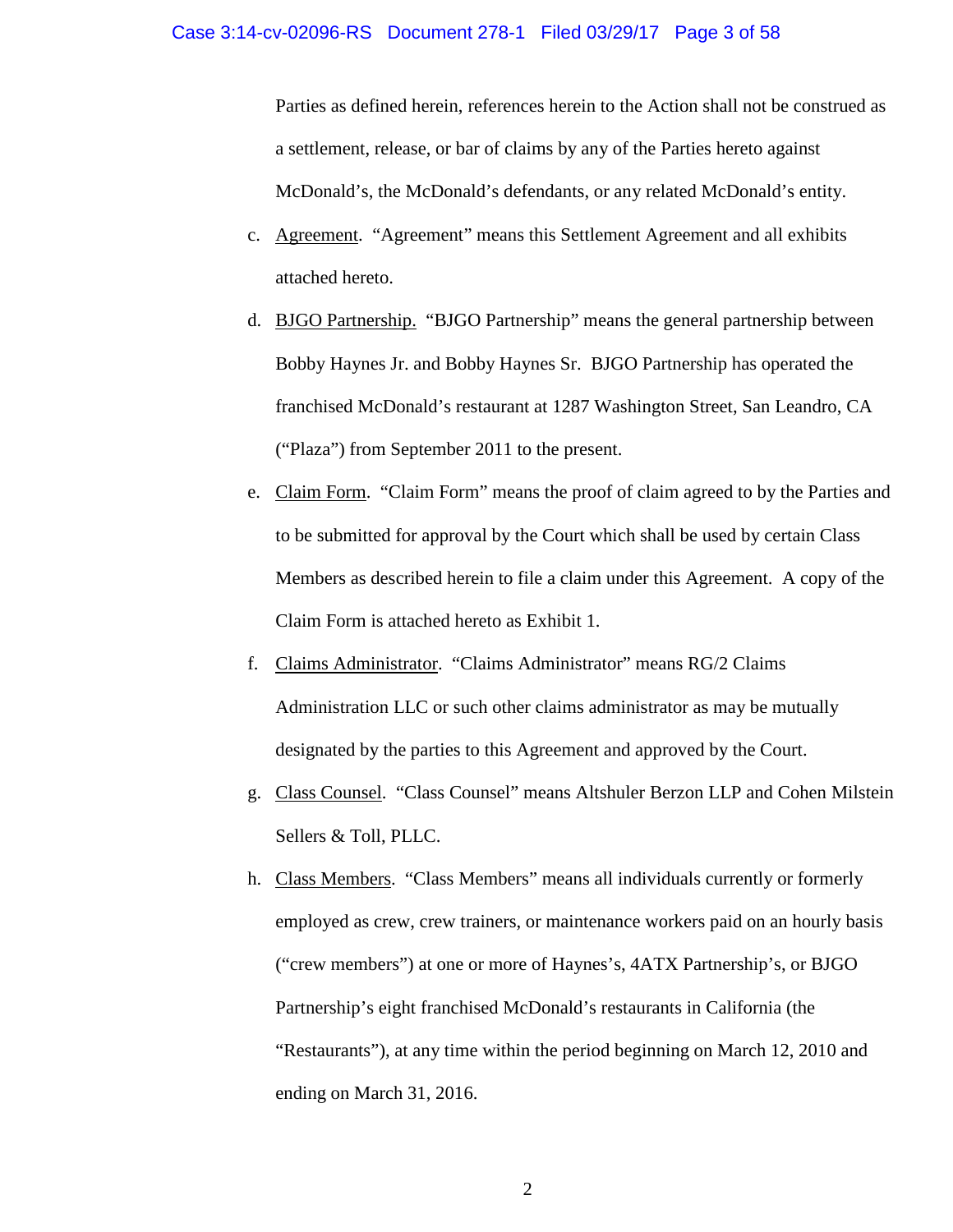Parties as defined herein, references herein to the Action shall not be construed as a settlement, release, or bar of claims by any of the Parties hereto against McDonald's, the McDonald's defendants, or any related McDonald's entity.

c. Agreement. "Agreement" means this Settlement Agreement and all exhibits attached hereto.

d. BJGO Partnership. "BJGO Partnership" means the general partnership between Bobby Haynes Jr. and Bobby Haynes Sr. BJGO Partnership has operated the franchised McDonald's restaurant at 1287 Washington Street, San Leandro, CA ("Plaza") from September 2011 to the present.

e. Claim Form. "Claim Form" means the proof of claim agreed to by the Parties and to be submitted for approval by the Court which shall be used by certain Class Members as described herein to file a claim under this Agreement. A copy of the Claim Form is attached hereto as Exhibit 1.

f. Claims Administrator. "Claims Administrator" means RG/2 Claims Administration LLC or such other claims administrator as may be mutually designated by the parties to this Agreement and approved by the Court.

g. Class Counsel. "Class Counsel" means Altshuler Berzon LLP and Cohen Milstein Sellers & Toll, PLLC.

h. Class Members. "Class Members" means all individuals currently or formerly employed as crew, crew trainers, or maintenance workers paid on an hourly basis ("crew members") at one or more of Haynes's, 4ATX Partnership's, or BJGO Partnership's eight franchised McDonald's restaurants in California (the "Restaurants"), at any time within the period beginning on March 12, 2010 and ending on March 31, 2016.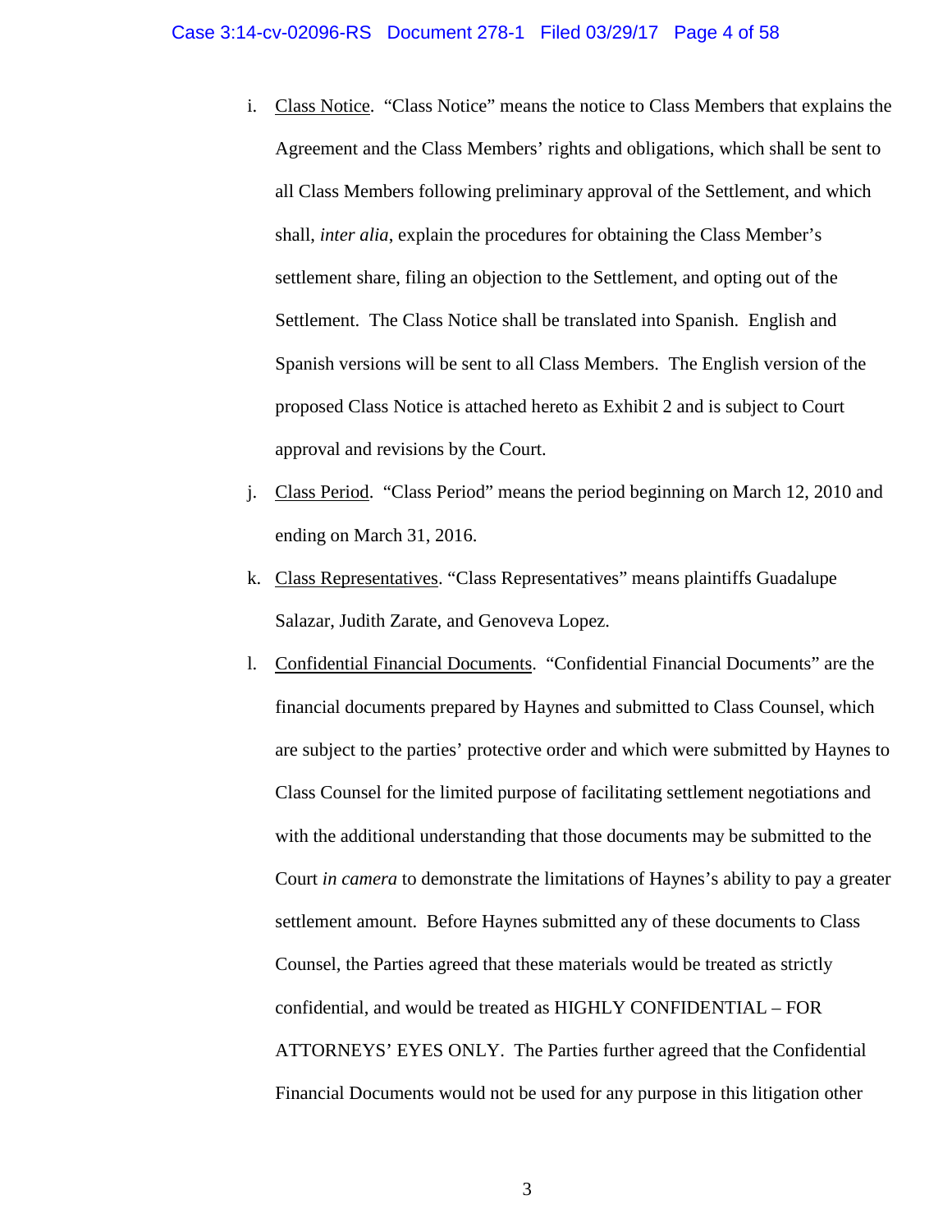i. Class Notice. "Class Notice" means the notice to Class Members that explains the Agreement and the Class Members' rights and obligations, which shall be sent to all Class Members following preliminary approval of the Settlement, and which shall, *inter alia*, explain the procedures for obtaining the Class Member's settlement share, filing an objection to the Settlement, and opting out of the Settlement. The Class Notice shall be translated into Spanish. English and Spanish versions will be sent to all Class Members. The English version of the proposed Class Notice is attached hereto as Exhibit 2 and is subject to Court approval and revisions by the Court.

j. Class Period. "Class Period" means the period beginning on March 12, 2010 and ending on March 31, 2016.

k. Class Representatives. "Class Representatives" means plaintiffs Guadalupe Salazar, Judith Zarate, and Genoveva Lopez.

l. Confidential Financial Documents. "Confidential Financial Documents" are the financial documents prepared by Haynes and submitted to Class Counsel, which are subject to the parties' protective order and which were submitted by Haynes to Class Counsel for the limited purpose of facilitating settlement negotiations and with the additional understanding that those documents may be submitted to the Court *in camera* to demonstrate the limitations of Haynes's ability to pay a greater settlement amount. Before Haynes submitted any of these documents to Class Counsel, the Parties agreed that these materials would be treated as strictly confidential, and would be treated as HIGHLY CONFIDENTIAL – FOR ATTORNEYS' EYES ONLY. The Parties further agreed that the Confidential Financial Documents would not be used for any purpose in this litigation other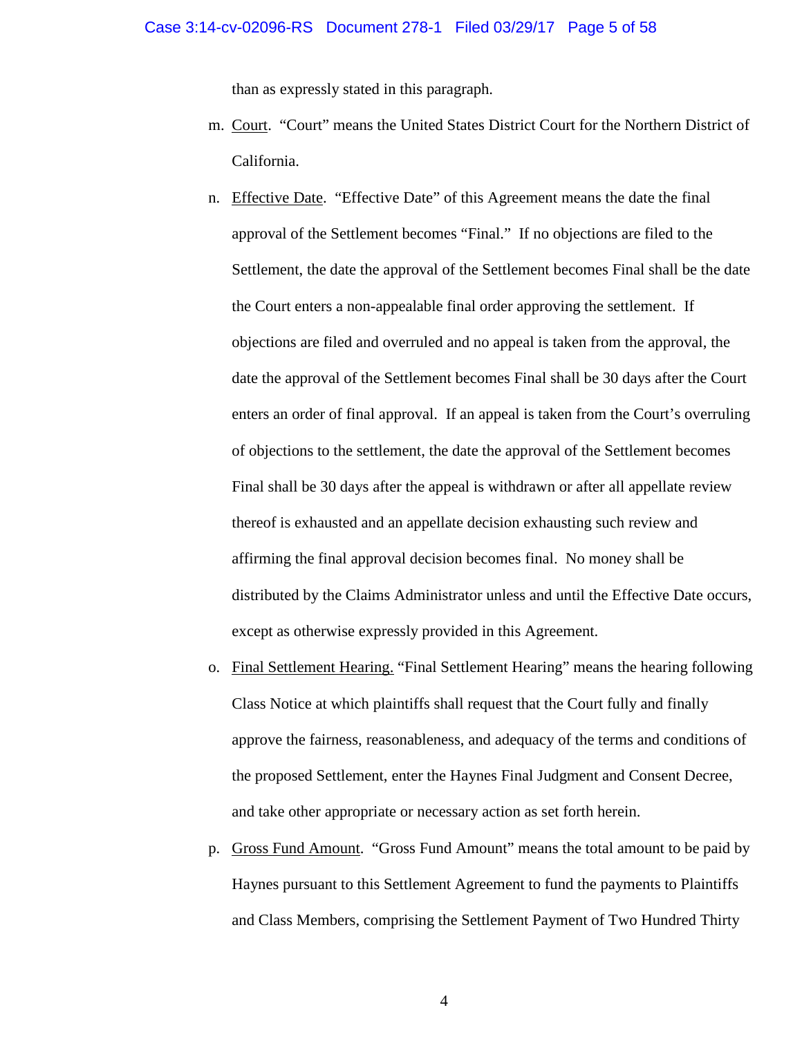than as expressly stated in this paragraph.

m. <u>Court</u>. "Court" means the United States District Court for the Northern District of California.

n. <u>Effective Date</u>. "Effective Date" of this Agreement means the date the final approval of the Settlement becomes "Final." If no objections are filed to the Settlement, the date the approval of the Settlement becomes Final shall be the date the Court enters a non-appealable final order approving the settlement. If objections are filed and overruled and no appeal is taken from the approval, the date the approval of the Settlement becomes Final shall be 30 days after the Court enters an order of final approval. If an appeal is taken from the Court's overruling of objections to the settlement, the date the approval of the Settlement becomes Final shall be 30 days after the appeal is withdrawn or after all appellate review thereof is exhausted and an appellate decision exhausting such review and affirming the final approval decision becomes final. No money shall be distributed by the Claims Administrator unless and until the Effective Date occurs, except as otherwise expressly provided in this Agreement.

o. <u>Final Settlement Hearing.</u> "Final Settlement Hearing" means the hearing following Class Notice at which plaintiffs shall request that the Court fully and finally approve the fairness, reasonableness, and adequacy of the terms and conditions of the proposed Settlement, enter the Haynes Final Judgment and Consent Decree, and take other appropriate or necessary action as set forth herein.

p. <u>Gross Fund Amount</u>. "Gross Fund Amount" means the total amount to be paid by Haynes pursuant to this Settlement Agreement to fund the payments to Plaintiffs and Class Members, comprising the Settlement Payment of Two Hundred Thirty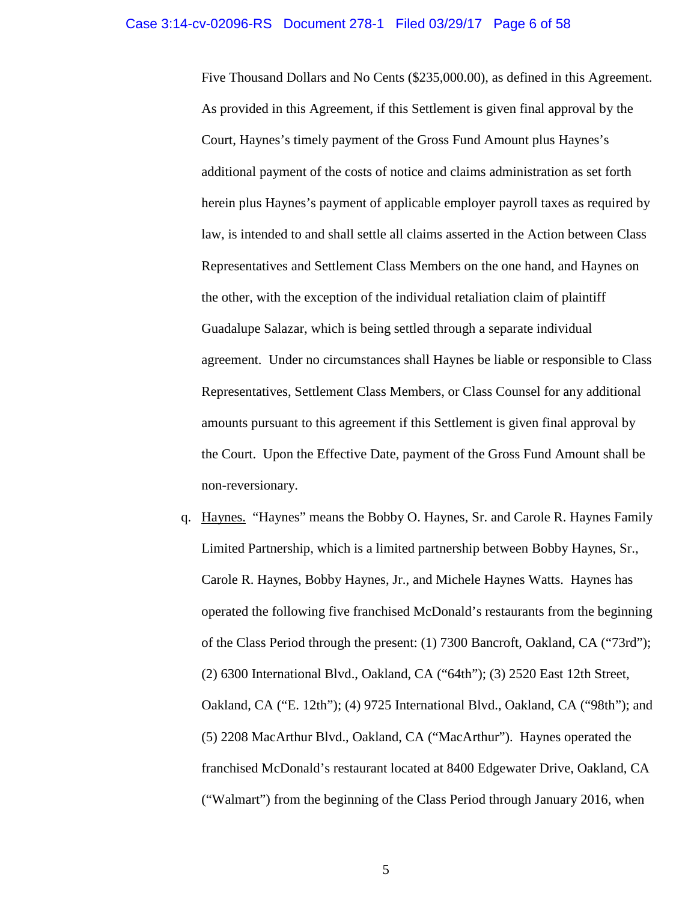Five Thousand Dollars and No Cents ($235,000.00), as defined in this Agreement. As provided in this Agreement, if this Settlement is given final approval by the Court, Haynes's timely payment of the Gross Fund Amount plus Haynes's additional payment of the costs of notice and claims administration as set forth herein plus Haynes's payment of applicable employer payroll taxes as required by law, is intended to and shall settle all claims asserted in the Action between Class Representatives and Settlement Class Members on the one hand, and Haynes on the other, with the exception of the individual retaliation claim of plaintiff Guadalupe Salazar, which is being settled through a separate individual agreement. Under no circumstances shall Haynes be liable or responsible to Class Representatives, Settlement Class Members, or Class Counsel for any additional amounts pursuant to this agreement if this Settlement is given final approval by the Court. Upon the Effective Date, payment of the Gross Fund Amount shall be non-reversionary.

q. Haynes. "Haynes" means the Bobby O. Haynes, Sr. and Carole R. Haynes Family Limited Partnership, which is a limited partnership between Bobby Haynes, Sr., Carole R. Haynes, Bobby Haynes, Jr., and Michele Haynes Watts. Haynes has operated the following five franchised McDonald's restaurants from the beginning of the Class Period through the present: (1) 7300 Bancroft, Oakland, CA ("73rd"); (2) 6300 International Blvd., Oakland, CA ("64th"); (3) 2520 East 12th Street, Oakland, CA ("E. 12th"); (4) 9725 International Blvd., Oakland, CA ("98th"); and (5) 2208 MacArthur Blvd., Oakland, CA ("MacArthur"). Haynes operated the franchised McDonald's restaurant located at 8400 Edgewater Drive, Oakland, CA ("Walmart") from the beginning of the Class Period through January 2016, when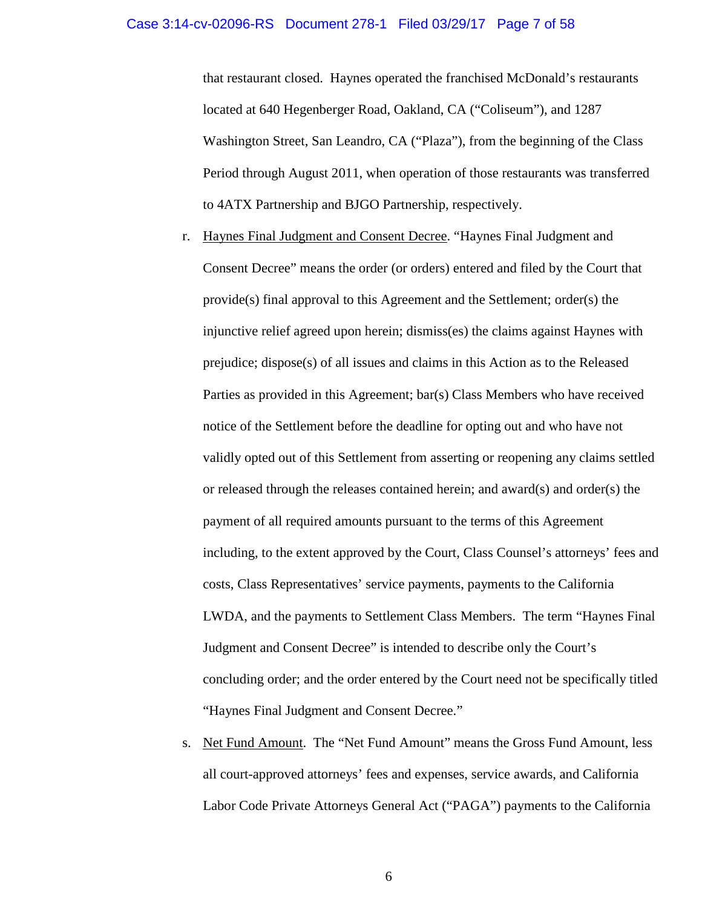that restaurant closed. Haynes operated the franchised McDonald's restaurants located at 640 Hegenberger Road, Oakland, CA ("Coliseum"), and 1287 Washington Street, San Leandro, CA ("Plaza"), from the beginning of the Class Period through August 2011, when operation of those restaurants was transferred to 4ATX Partnership and BJGO Partnership, respectively.

r. Haynes Final Judgment and Consent Decree. "Haynes Final Judgment and Consent Decree" means the order (or orders) entered and filed by the Court that provide(s) final approval to this Agreement and the Settlement; order(s) the injunctive relief agreed upon herein; dismiss(es) the claims against Haynes with prejudice; dispose(s) of all issues and claims in this Action as to the Released Parties as provided in this Agreement; bar(s) Class Members who have received notice of the Settlement before the deadline for opting out and who have not validly opted out of this Settlement from asserting or reopening any claims settled or released through the releases contained herein; and award(s) and order(s) the payment of all required amounts pursuant to the terms of this Agreement including, to the extent approved by the Court, Class Counsel's attorneys' fees and costs, Class Representatives' service payments, payments to the California LWDA, and the payments to Settlement Class Members. The term "Haynes Final Judgment and Consent Decree" is intended to describe only the Court's concluding order; and the order entered by the Court need not be specifically titled "Haynes Final Judgment and Consent Decree."

s. Net Fund Amount. The "Net Fund Amount" means the Gross Fund Amount, less all court-approved attorneys' fees and expenses, service awards, and California Labor Code Private Attorneys General Act ("PAGA") payments to the California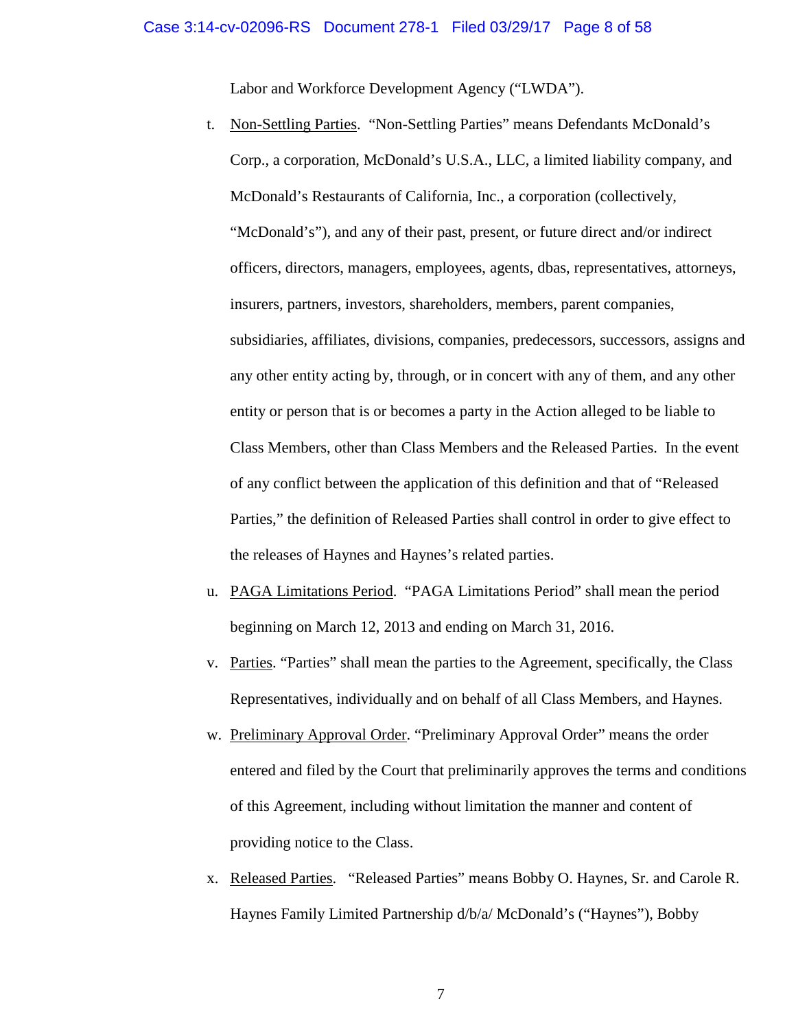Labor and Workforce Development Agency ("LWDA").

t. Non-Settling Parties. "Non-Settling Parties" means Defendants McDonald's Corp., a corporation, McDonald's U.S.A., LLC, a limited liability company, and McDonald's Restaurants of California, Inc., a corporation (collectively, "McDonald's"), and any of their past, present, or future direct and/or indirect officers, directors, managers, employees, agents, dbas, representatives, attorneys, insurers, partners, investors, shareholders, members, parent companies, subsidiaries, affiliates, divisions, companies, predecessors, successors, assigns and any other entity acting by, through, or in concert with any of them, and any other entity or person that is or becomes a party in the Action alleged to be liable to Class Members, other than Class Members and the Released Parties. In the event of any conflict between the application of this definition and that of "Released Parties," the definition of Released Parties shall control in order to give effect to the releases of Haynes and Haynes's related parties.

u. PAGA Limitations Period. "PAGA Limitations Period" shall mean the period beginning on March 12, 2013 and ending on March 31, 2016.

v. Parties. "Parties" shall mean the parties to the Agreement, specifically, the Class Representatives, individually and on behalf of all Class Members, and Haynes.

w. Preliminary Approval Order. "Preliminary Approval Order" means the order entered and filed by the Court that preliminarily approves the terms and conditions of this Agreement, including without limitation the manner and content of providing notice to the Class.

x. Released Parties. "Released Parties" means Bobby O. Haynes, Sr. and Carole R. Haynes Family Limited Partnership d/b/a/ McDonald's ("Haynes"), Bobby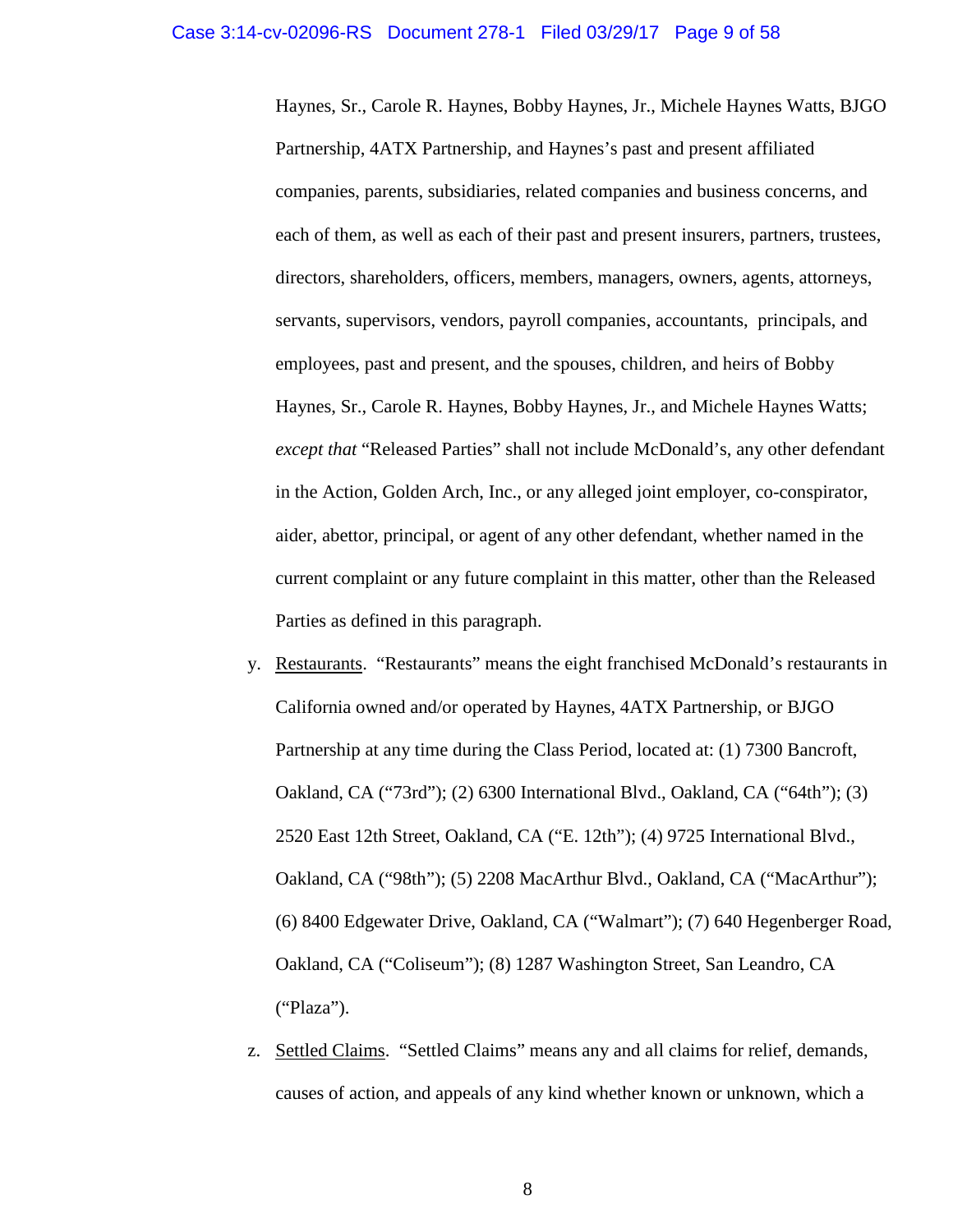Haynes, Sr., Carole R. Haynes, Bobby Haynes, Jr., Michele Haynes Watts, BJGO Partnership, 4ATX Partnership, and Haynes's past and present affiliated companies, parents, subsidiaries, related companies and business concerns, and each of them, as well as each of their past and present insurers, partners, trustees, directors, shareholders, officers, members, managers, owners, agents, attorneys, servants, supervisors, vendors, payroll companies, accountants, principals, and employees, past and present, and the spouses, children, and heirs of Bobby Haynes, Sr., Carole R. Haynes, Bobby Haynes, Jr., and Michele Haynes Watts; *except that* "Released Parties" shall not include McDonald's, any other defendant in the Action, Golden Arch, Inc., or any alleged joint employer, co-conspirator, aider, abettor, principal, or agent of any other defendant, whether named in the current complaint or any future complaint in this matter, other than the Released Parties as defined in this paragraph.

y. Restaurants. "Restaurants" means the eight franchised McDonald's restaurants in California owned and/or operated by Haynes, 4ATX Partnership, or BJGO Partnership at any time during the Class Period, located at: (1) 7300 Bancroft, Oakland, CA ("73rd"); (2) 6300 International Blvd., Oakland, CA ("64th"); (3) 2520 East 12th Street, Oakland, CA ("E. 12th"); (4) 9725 International Blvd., Oakland, CA ("98th"); (5) 2208 MacArthur Blvd., Oakland, CA ("MacArthur"); (6) 8400 Edgewater Drive, Oakland, CA ("Walmart"); (7) 640 Hegenberger Road, Oakland, CA ("Coliseum"); (8) 1287 Washington Street, San Leandro, CA ("Plaza").

z. Settled Claims. "Settled Claims" means any and all claims for relief, demands, causes of action, and appeals of any kind whether known or unknown, which a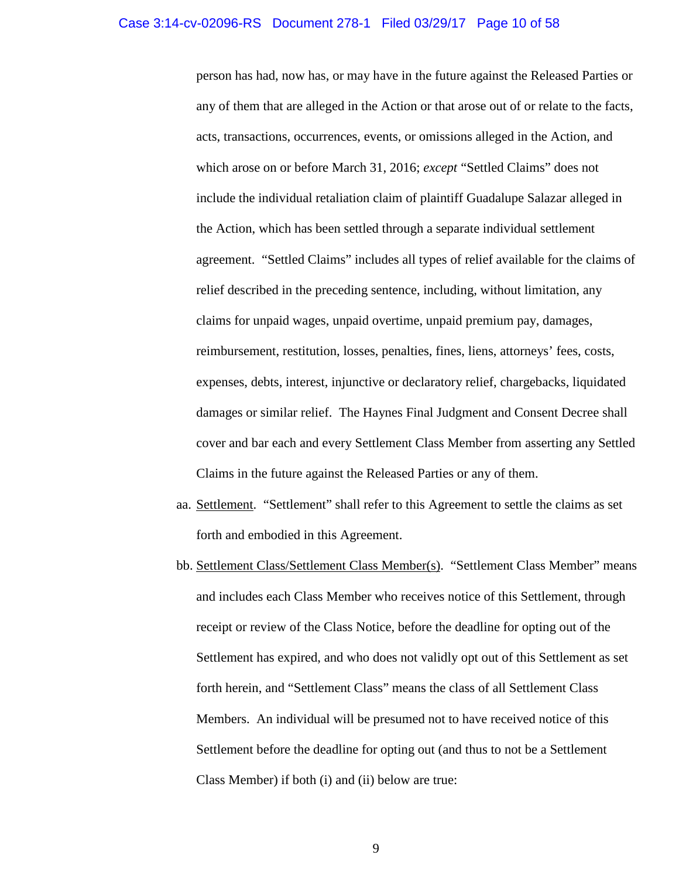person has had, now has, or may have in the future against the Released Parties or any of them that are alleged in the Action or that arose out of or relate to the facts, acts, transactions, occurrences, events, or omissions alleged in the Action, and which arose on or before March 31, 2016; *except* "Settled Claims" does not include the individual retaliation claim of plaintiff Guadalupe Salazar alleged in the Action, which has been settled through a separate individual settlement agreement. "Settled Claims" includes all types of relief available for the claims of relief described in the preceding sentence, including, without limitation, any claims for unpaid wages, unpaid overtime, unpaid premium pay, damages, reimbursement, restitution, losses, penalties, fines, liens, attorneys' fees, costs, expenses, debts, interest, injunctive or declaratory relief, chargebacks, liquidated damages or similar relief. The Haynes Final Judgment and Consent Decree shall cover and bar each and every Settlement Class Member from asserting any Settled Claims in the future against the Released Parties or any of them.

aa. Settlement. "Settlement" shall refer to this Agreement to settle the claims as set forth and embodied in this Agreement.

bb. Settlement Class/Settlement Class Member(s). "Settlement Class Member" means and includes each Class Member who receives notice of this Settlement, through receipt or review of the Class Notice, before the deadline for opting out of the Settlement has expired, and who does not validly opt out of this Settlement as set forth herein, and "Settlement Class" means the class of all Settlement Class Members. An individual will be presumed not to have received notice of this Settlement before the deadline for opting out (and thus to not be a Settlement Class Member) if both (i) and (ii) below are true: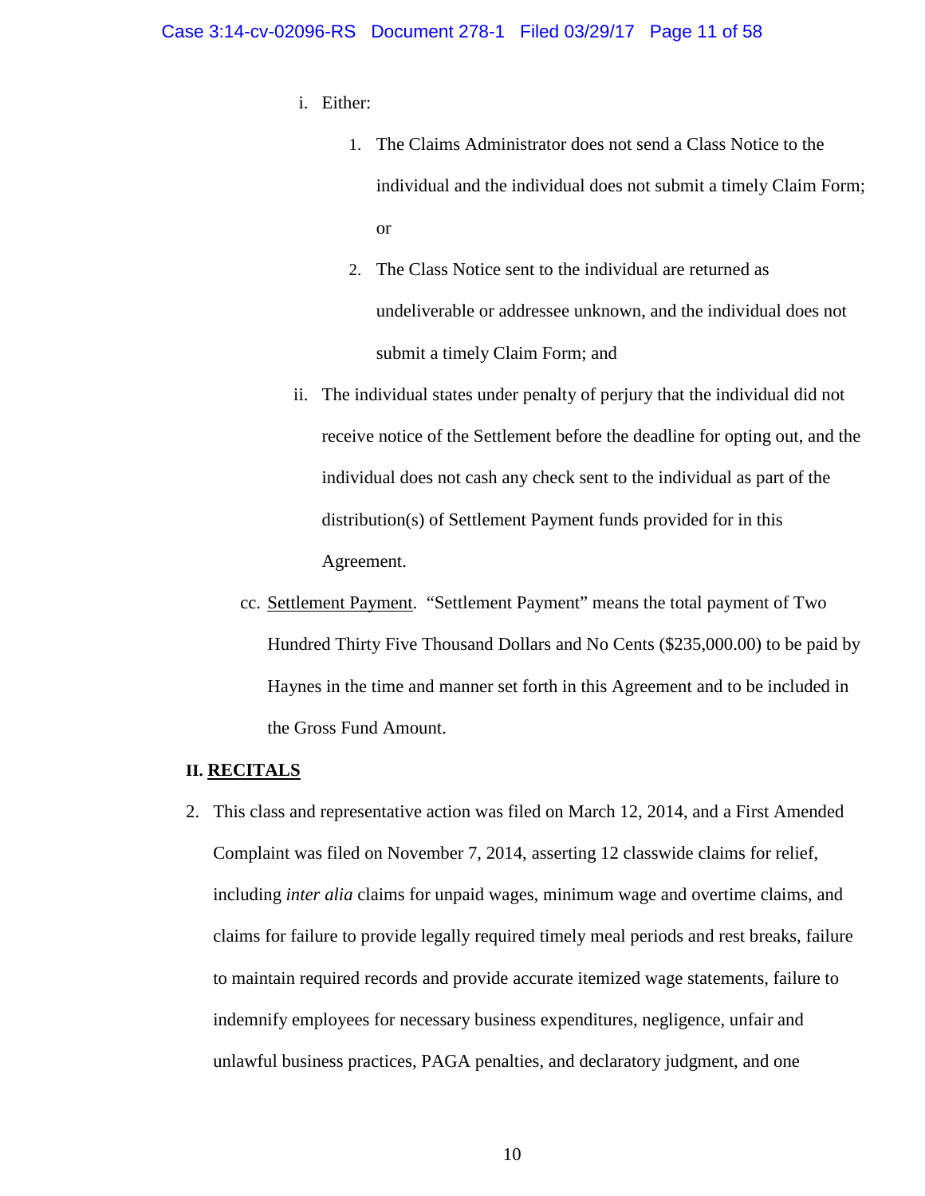i. Either:

1. The Claims Administrator does not send a Class Notice to the individual and the individual does not submit a timely Claim Form; or

2. The Class Notice sent to the individual are returned as undeliverable or addressee unknown, and the individual does not submit a timely Claim Form; and

ii. The individual states under penalty of perjury that the individual did not receive notice of the Settlement before the deadline for opting out, and the individual does not cash any check sent to the individual as part of the distribution(s) of Settlement Payment funds provided for in this Agreement.

cc. Settlement Payment. "Settlement Payment" means the total payment of Two Hundred Thirty Five Thousand Dollars and No Cents ($235,000.00) to be paid by Haynes in the time and manner set forth in this Agreement and to be included in the Gross Fund Amount.

## II. RECITALS

2. This class and representative action was filed on March 12, 2014, and a First Amended Complaint was filed on November 7, 2014, asserting 12 classwide claims for relief, including *inter alia* claims for unpaid wages, minimum wage and overtime claims, and claims for failure to provide legally required timely meal periods and rest breaks, failure to maintain required records and provide accurate itemized wage statements, failure to indemnify employees for necessary business expenditures, negligence, unfair and unlawful business practices, PAGA penalties, and declaratory judgment, and one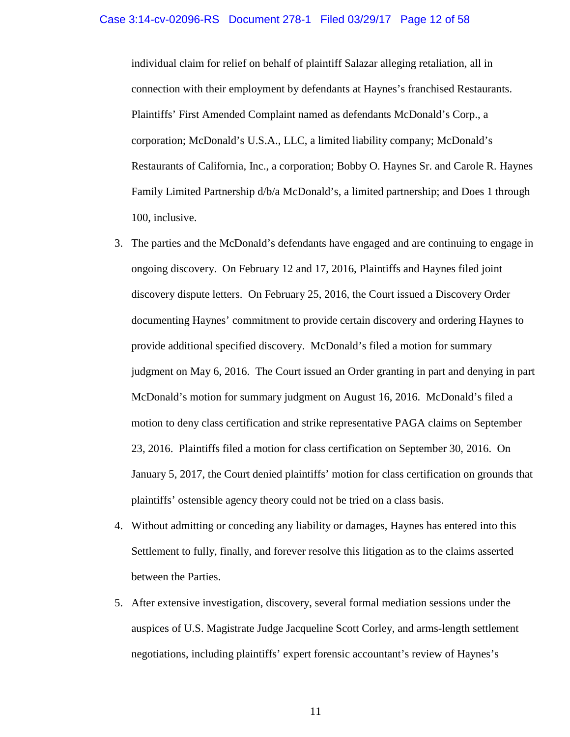individual claim for relief on behalf of plaintiff Salazar alleging retaliation, all in connection with their employment by defendants at Haynes's franchised Restaurants. Plaintiffs' First Amended Complaint named as defendants McDonald's Corp., a corporation; McDonald's U.S.A., LLC, a limited liability company; McDonald's Restaurants of California, Inc., a corporation; Bobby O. Haynes Sr. and Carole R. Haynes Family Limited Partnership d/b/a McDonald's, a limited partnership; and Does 1 through 100, inclusive.

3. The parties and the McDonald's defendants have engaged and are continuing to engage in ongoing discovery. On February 12 and 17, 2016, Plaintiffs and Haynes filed joint discovery dispute letters. On February 25, 2016, the Court issued a Discovery Order documenting Haynes' commitment to provide certain discovery and ordering Haynes to provide additional specified discovery. McDonald's filed a motion for summary judgment on May 6, 2016. The Court issued an Order granting in part and denying in part McDonald's motion for summary judgment on August 16, 2016. McDonald's filed a motion to deny class certification and strike representative PAGA claims on September 23, 2016. Plaintiffs filed a motion for class certification on September 30, 2016. On January 5, 2017, the Court denied plaintiffs' motion for class certification on grounds that plaintiffs' ostensible agency theory could not be tried on a class basis.

4. Without admitting or conceding any liability or damages, Haynes has entered into this Settlement to fully, finally, and forever resolve this litigation as to the claims asserted between the Parties.

5. After extensive investigation, discovery, several formal mediation sessions under the auspices of U.S. Magistrate Judge Jacqueline Scott Corley, and arms-length settlement negotiations, including plaintiffs' expert forensic accountant's review of Haynes's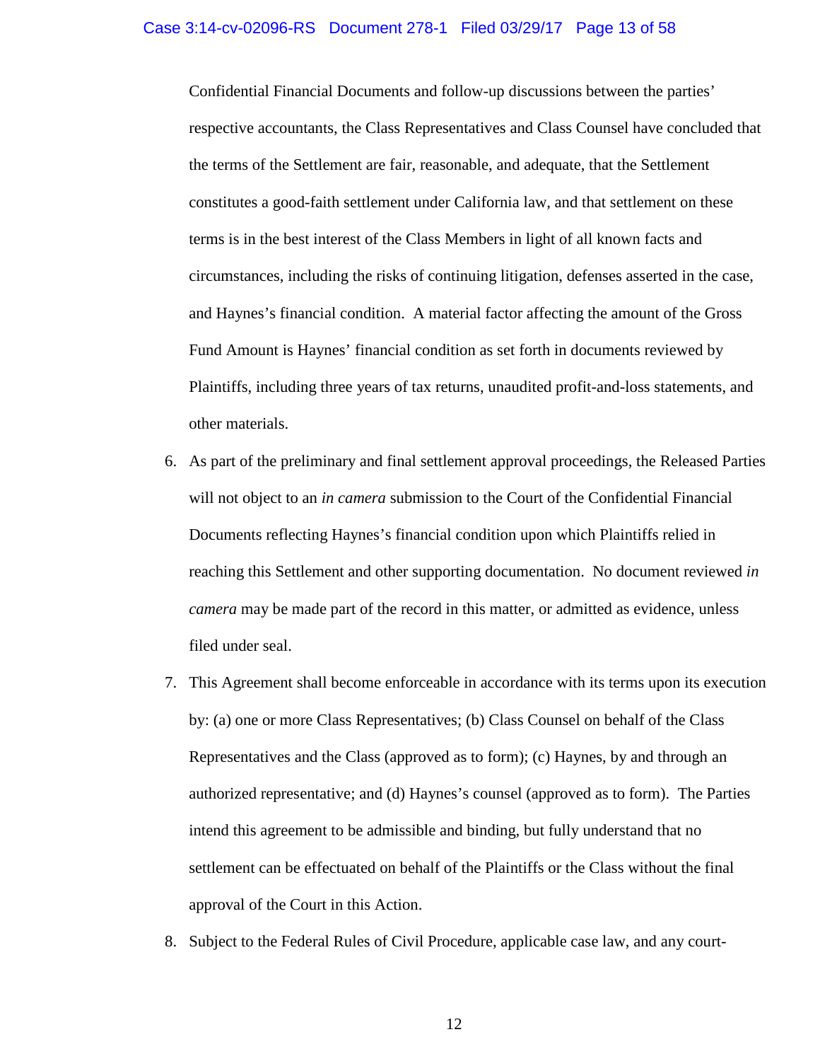Confidential Financial Documents and follow-up discussions between the parties' respective accountants, the Class Representatives and Class Counsel have concluded that the terms of the Settlement are fair, reasonable, and adequate, that the Settlement constitutes a good-faith settlement under California law, and that settlement on these terms is in the best interest of the Class Members in light of all known facts and circumstances, including the risks of continuing litigation, defenses asserted in the case, and Haynes's financial condition. A material factor affecting the amount of the Gross Fund Amount is Haynes' financial condition as set forth in documents reviewed by Plaintiffs, including three years of tax returns, unaudited profit-and-loss statements, and other materials.

6. As part of the preliminary and final settlement approval proceedings, the Released Parties will not object to an *in camera* submission to the Court of the Confidential Financial Documents reflecting Haynes's financial condition upon which Plaintiffs relied in reaching this Settlement and other supporting documentation. No document reviewed *in camera* may be made part of the record in this matter, or admitted as evidence, unless filed under seal.

7. This Agreement shall become enforceable in accordance with its terms upon its execution by: (a) one or more Class Representatives; (b) Class Counsel on behalf of the Class Representatives and the Class (approved as to form); (c) Haynes, by and through an authorized representative; and (d) Haynes's counsel (approved as to form). The Parties intend this agreement to be admissible and binding, but fully understand that no settlement can be effectuated on behalf of the Plaintiffs or the Class without the final approval of the Court in this Action.

8. Subject to the Federal Rules of Civil Procedure, applicable case law, and any court-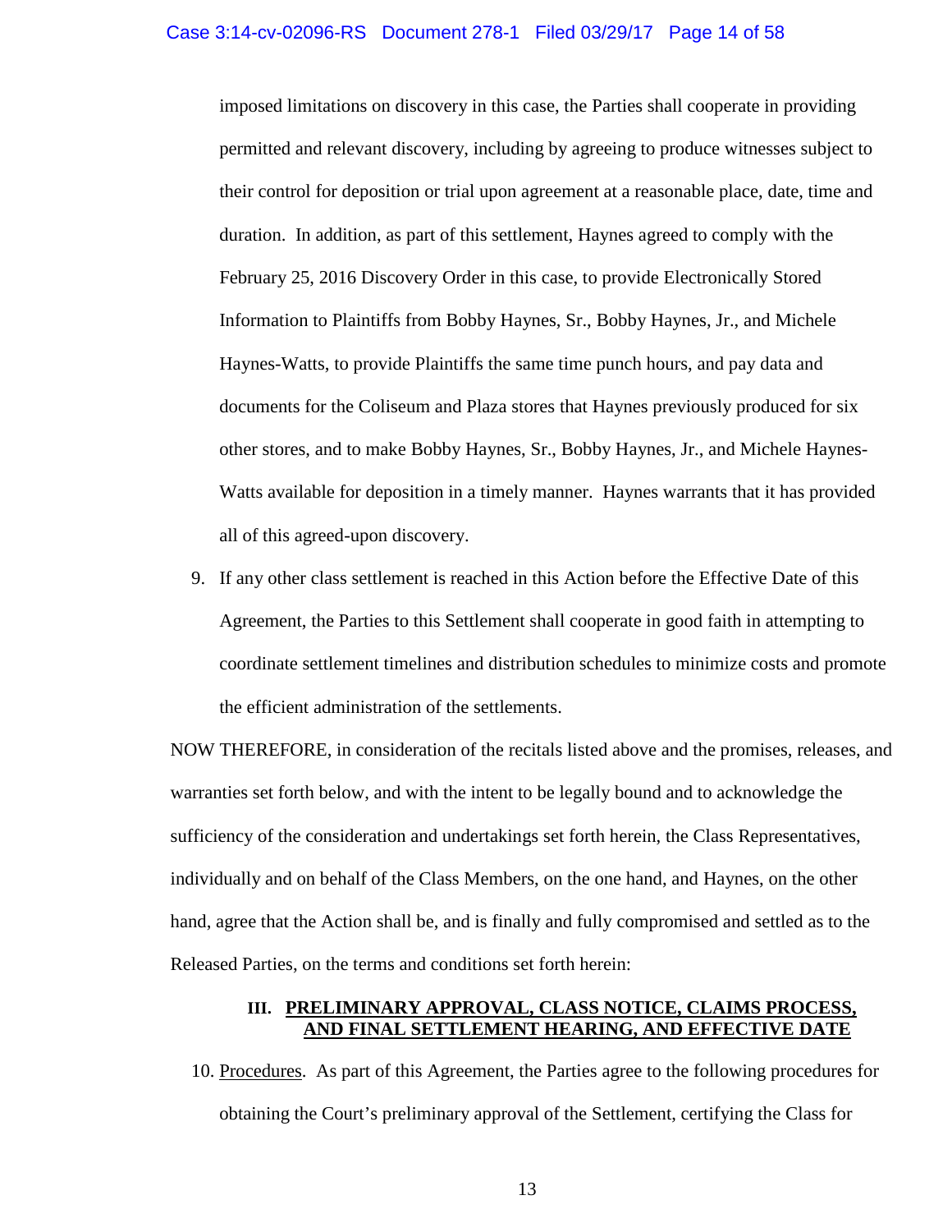imposed limitations on discovery in this case, the Parties shall cooperate in providing permitted and relevant discovery, including by agreeing to produce witnesses subject to their control for deposition or trial upon agreement at a reasonable place, date, time and duration. In addition, as part of this settlement, Haynes agreed to comply with the February 25, 2016 Discovery Order in this case, to provide Electronically Stored Information to Plaintiffs from Bobby Haynes, Sr., Bobby Haynes, Jr., and Michele Haynes-Watts, to provide Plaintiffs the same time punch hours, and pay data and documents for the Coliseum and Plaza stores that Haynes previously produced for six other stores, and to make Bobby Haynes, Sr., Bobby Haynes, Jr., and Michele Haynes-Watts available for deposition in a timely manner. Haynes warrants that it has provided all of this agreed-upon discovery.

9. If any other class settlement is reached in this Action before the Effective Date of this Agreement, the Parties to this Settlement shall cooperate in good faith in attempting to coordinate settlement timelines and distribution schedules to minimize costs and promote the efficient administration of the settlements.

NOW THEREFORE, in consideration of the recitals listed above and the promises, releases, and warranties set forth below, and with the intent to be legally bound and to acknowledge the sufficiency of the consideration and undertakings set forth herein, the Class Representatives, individually and on behalf of the Class Members, on the one hand, and Haynes, on the other hand, agree that the Action shall be, and is finally and fully compromised and settled as to the Released Parties, on the terms and conditions set forth herein:

## III. PRELIMINARY APPROVAL, CLASS NOTICE, CLAIMS PROCESS, AND FINAL SETTLEMENT HEARING, AND EFFECTIVE DATE

10. Procedures. As part of this Agreement, the Parties agree to the following procedures for obtaining the Court's preliminary approval of the Settlement, certifying the Class for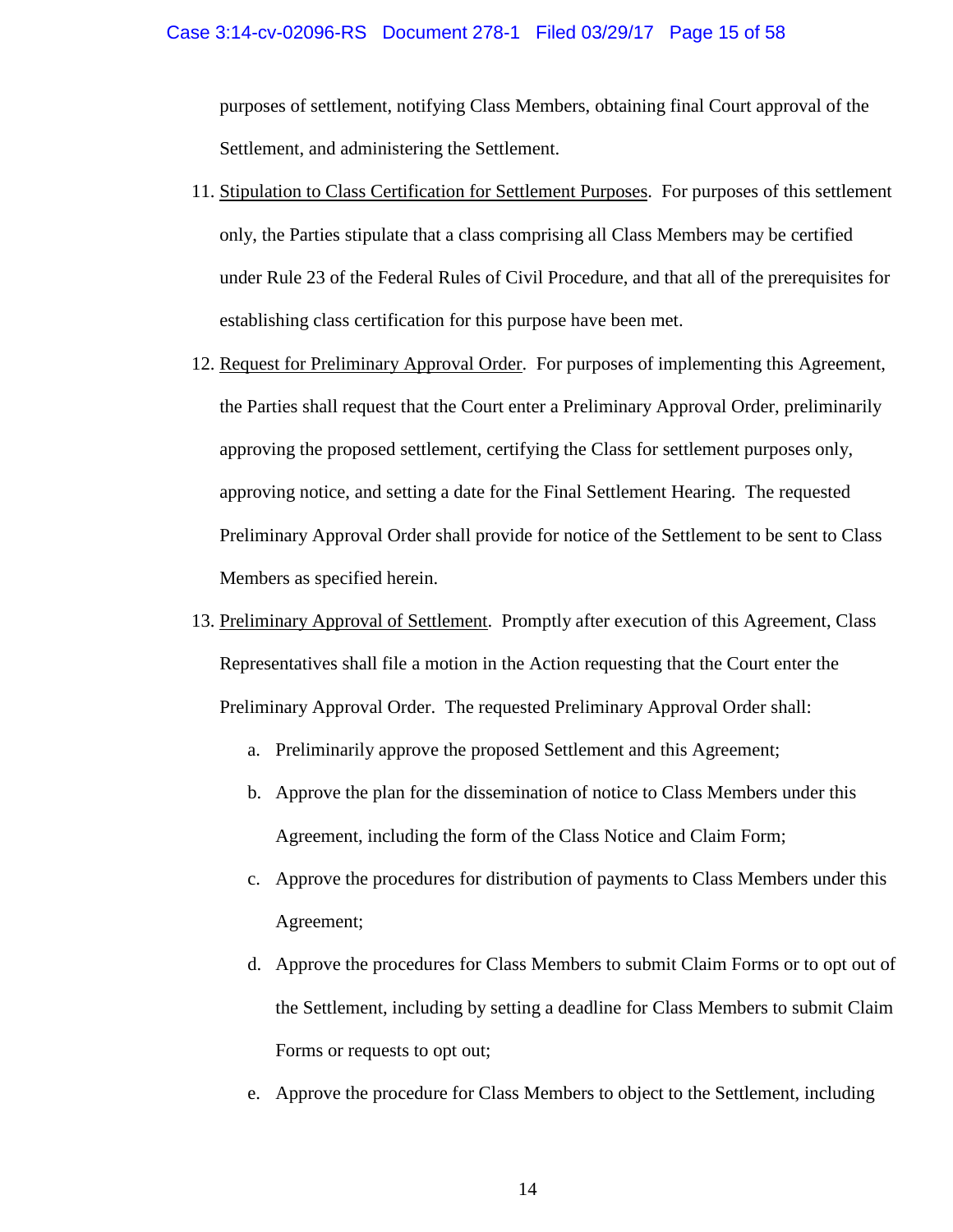purposes of settlement, notifying Class Members, obtaining final Court approval of the Settlement, and administering the Settlement.

11. Stipulation to Class Certification for Settlement Purposes. For purposes of this settlement only, the Parties stipulate that a class comprising all Class Members may be certified under Rule 23 of the Federal Rules of Civil Procedure, and that all of the prerequisites for establishing class certification for this purpose have been met.

12. Request for Preliminary Approval Order. For purposes of implementing this Agreement, the Parties shall request that the Court enter a Preliminary Approval Order, preliminarily approving the proposed settlement, certifying the Class for settlement purposes only, approving notice, and setting a date for the Final Settlement Hearing. The requested Preliminary Approval Order shall provide for notice of the Settlement to be sent to Class Members as specified herein.

13. Preliminary Approval of Settlement. Promptly after execution of this Agreement, Class Representatives shall file a motion in the Action requesting that the Court enter the Preliminary Approval Order. The requested Preliminary Approval Order shall:

    a. Preliminarily approve the proposed Settlement and this Agreement;

    b. Approve the plan for the dissemination of notice to Class Members under this Agreement, including the form of the Class Notice and Claim Form;

    c. Approve the procedures for distribution of payments to Class Members under this Agreement;

    d. Approve the procedures for Class Members to submit Claim Forms or to opt out of the Settlement, including by setting a deadline for Class Members to submit Claim Forms or requests to opt out;

    e. Approve the procedure for Class Members to object to the Settlement, including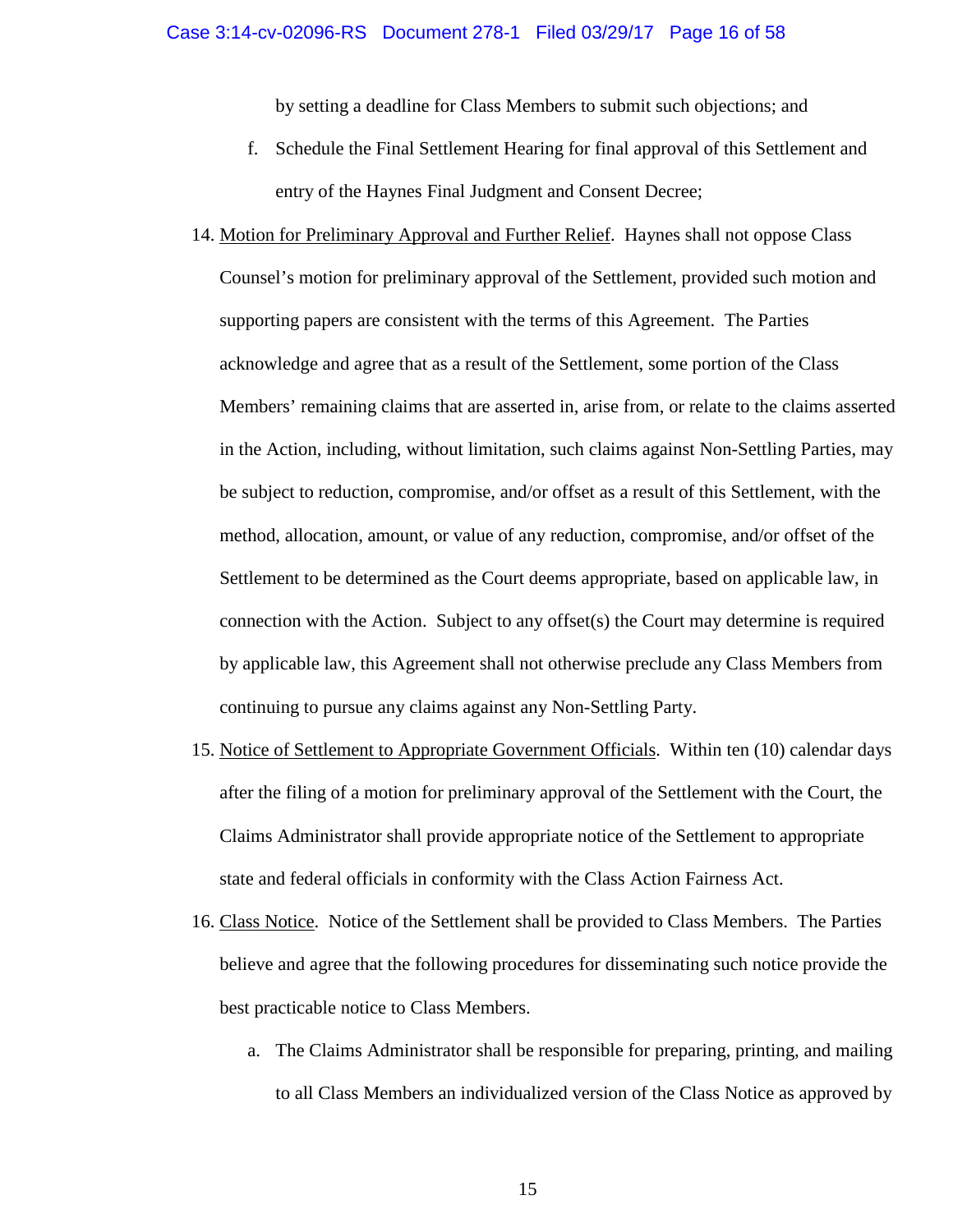by setting a deadline for Class Members to submit such objections; and

f. Schedule the Final Settlement Hearing for final approval of this Settlement and entry of the Haynes Final Judgment and Consent Decree;

14. Motion for Preliminary Approval and Further Relief. Haynes shall not oppose Class Counsel's motion for preliminary approval of the Settlement, provided such motion and supporting papers are consistent with the terms of this Agreement. The Parties acknowledge and agree that as a result of the Settlement, some portion of the Class Members' remaining claims that are asserted in, arise from, or relate to the claims asserted in the Action, including, without limitation, such claims against Non-Settling Parties, may be subject to reduction, compromise, and/or offset as a result of this Settlement, with the method, allocation, amount, or value of any reduction, compromise, and/or offset of the Settlement to be determined as the Court deems appropriate, based on applicable law, in connection with the Action. Subject to any offset(s) the Court may determine is required by applicable law, this Agreement shall not otherwise preclude any Class Members from continuing to pursue any claims against any Non-Settling Party.

15. Notice of Settlement to Appropriate Government Officials. Within ten (10) calendar days after the filing of a motion for preliminary approval of the Settlement with the Court, the Claims Administrator shall provide appropriate notice of the Settlement to appropriate state and federal officials in conformity with the Class Action Fairness Act.

16. Class Notice. Notice of the Settlement shall be provided to Class Members. The Parties believe and agree that the following procedures for disseminating such notice provide the best practicable notice to Class Members.

a. The Claims Administrator shall be responsible for preparing, printing, and mailing to all Class Members an individualized version of the Class Notice as approved by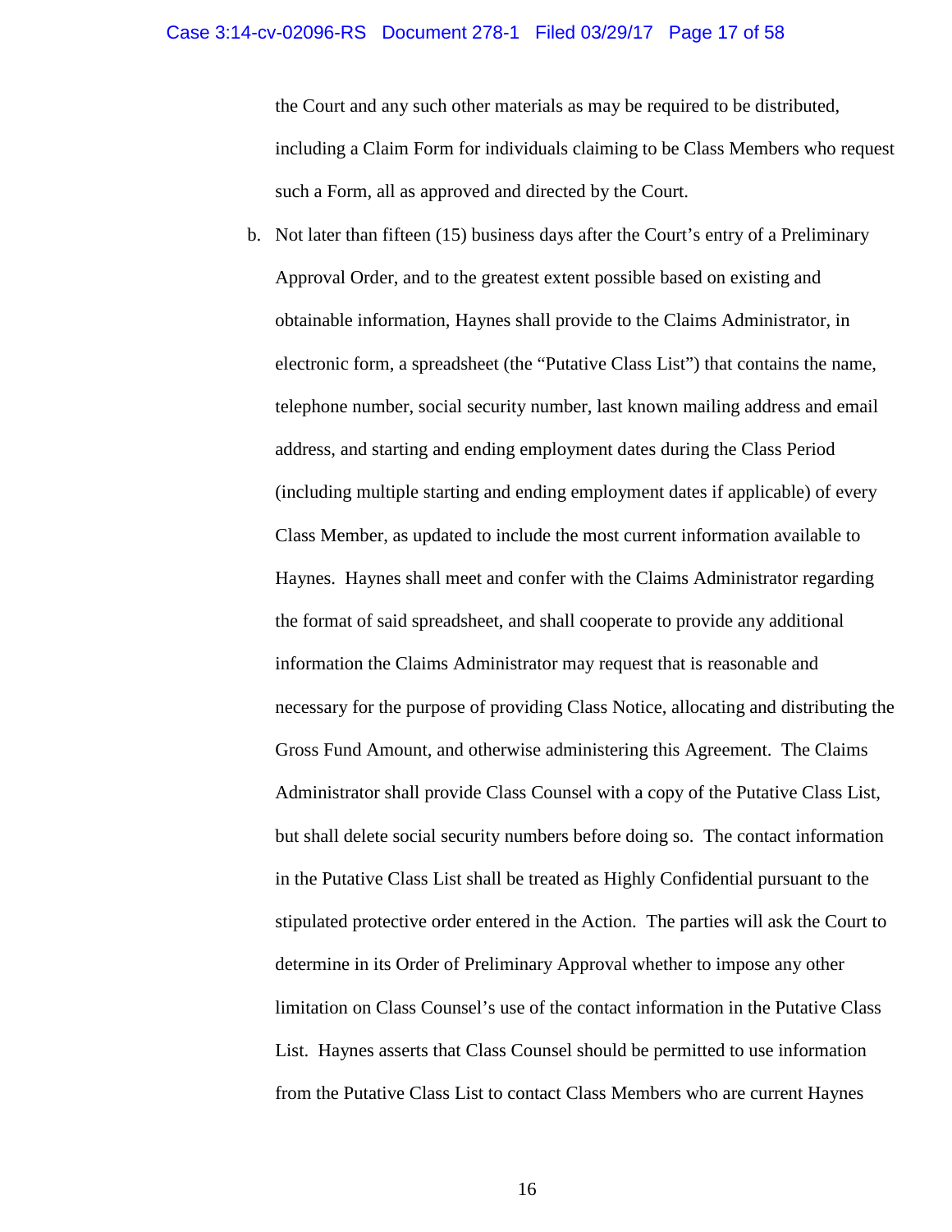the Court and any such other materials as may be required to be distributed, including a Claim Form for individuals claiming to be Class Members who request such a Form, all as approved and directed by the Court.

b. Not later than fifteen (15) business days after the Court's entry of a Preliminary Approval Order, and to the greatest extent possible based on existing and obtainable information, Haynes shall provide to the Claims Administrator, in electronic form, a spreadsheet (the "Putative Class List") that contains the name, telephone number, social security number, last known mailing address and email address, and starting and ending employment dates during the Class Period (including multiple starting and ending employment dates if applicable) of every Class Member, as updated to include the most current information available to Haynes. Haynes shall meet and confer with the Claims Administrator regarding the format of said spreadsheet, and shall cooperate to provide any additional information the Claims Administrator may request that is reasonable and necessary for the purpose of providing Class Notice, allocating and distributing the Gross Fund Amount, and otherwise administering this Agreement. The Claims Administrator shall provide Class Counsel with a copy of the Putative Class List, but shall delete social security numbers before doing so. The contact information in the Putative Class List shall be treated as Highly Confidential pursuant to the stipulated protective order entered in the Action. The parties will ask the Court to determine in its Order of Preliminary Approval whether to impose any other limitation on Class Counsel's use of the contact information in the Putative Class List. Haynes asserts that Class Counsel should be permitted to use information from the Putative Class List to contact Class Members who are current Haynes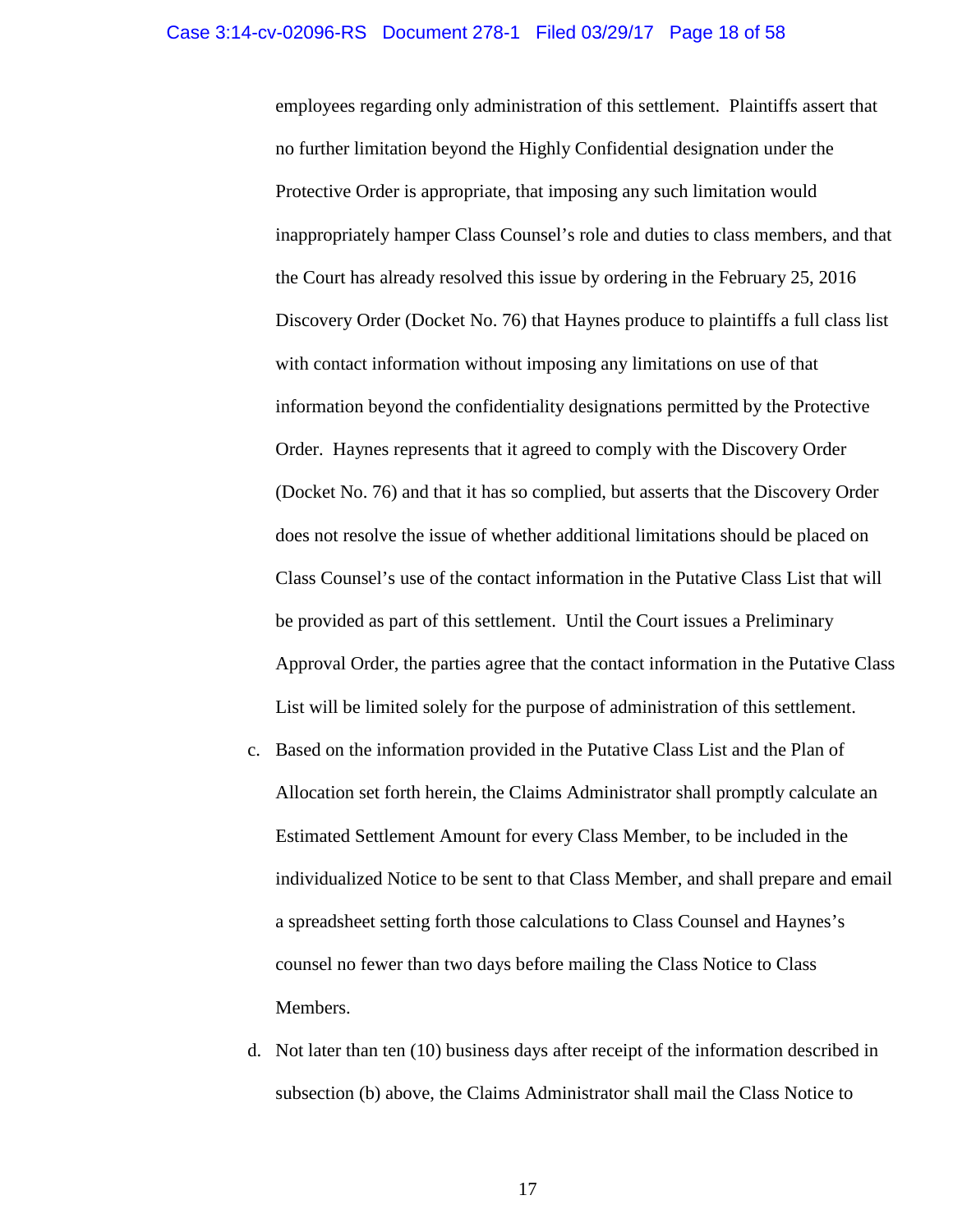employees regarding only administration of this settlement. Plaintiffs assert that no further limitation beyond the Highly Confidential designation under the Protective Order is appropriate, that imposing any such limitation would inappropriately hamper Class Counsel's role and duties to class members, and that the Court has already resolved this issue by ordering in the February 25, 2016 Discovery Order (Docket No. 76) that Haynes produce to plaintiffs a full class list with contact information without imposing any limitations on use of that information beyond the confidentiality designations permitted by the Protective Order. Haynes represents that it agreed to comply with the Discovery Order (Docket No. 76) and that it has so complied, but asserts that the Discovery Order does not resolve the issue of whether additional limitations should be placed on Class Counsel's use of the contact information in the Putative Class List that will be provided as part of this settlement. Until the Court issues a Preliminary Approval Order, the parties agree that the contact information in the Putative Class List will be limited solely for the purpose of administration of this settlement.

c. Based on the information provided in the Putative Class List and the Plan of Allocation set forth herein, the Claims Administrator shall promptly calculate an Estimated Settlement Amount for every Class Member, to be included in the individualized Notice to be sent to that Class Member, and shall prepare and email a spreadsheet setting forth those calculations to Class Counsel and Haynes's counsel no fewer than two days before mailing the Class Notice to Class Members.

d. Not later than ten (10) business days after receipt of the information described in subsection (b) above, the Claims Administrator shall mail the Class Notice to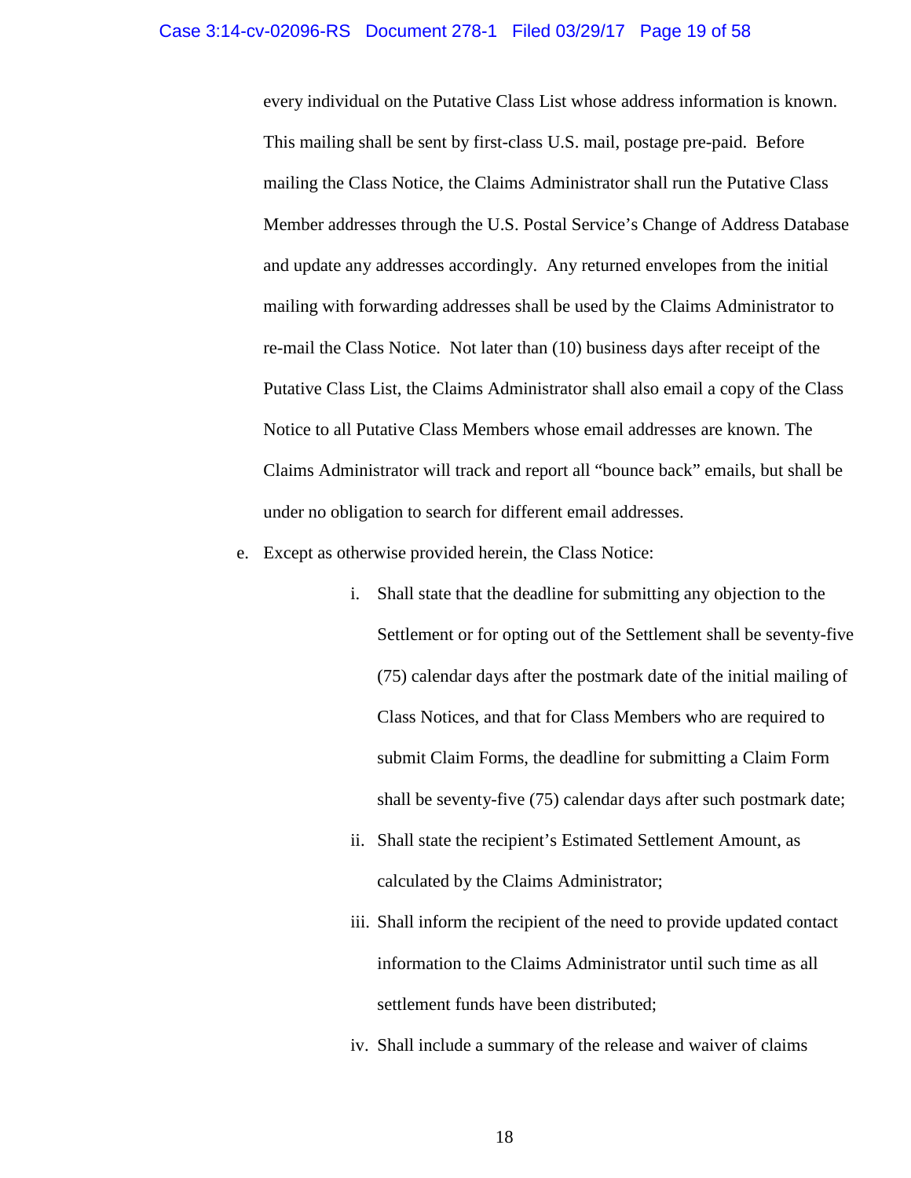every individual on the Putative Class List whose address information is known. This mailing shall be sent by first-class U.S. mail, postage pre-paid. Before mailing the Class Notice, the Claims Administrator shall run the Putative Class Member addresses through the U.S. Postal Service's Change of Address Database and update any addresses accordingly. Any returned envelopes from the initial mailing with forwarding addresses shall be used by the Claims Administrator to re-mail the Class Notice. Not later than (10) business days after receipt of the Putative Class List, the Claims Administrator shall also email a copy of the Class Notice to all Putative Class Members whose email addresses are known. The Claims Administrator will track and report all "bounce back" emails, but shall be under no obligation to search for different email addresses.

e. Except as otherwise provided herein, the Class Notice:

   i. Shall state that the deadline for submitting any objection to the Settlement or for opting out of the Settlement shall be seventy-five (75) calendar days after the postmark date of the initial mailing of Class Notices, and that for Class Members who are required to submit Claim Forms, the deadline for submitting a Claim Form shall be seventy-five (75) calendar days after such postmark date;

   ii. Shall state the recipient's Estimated Settlement Amount, as calculated by the Claims Administrator;

   iii. Shall inform the recipient of the need to provide updated contact information to the Claims Administrator until such time as all settlement funds have been distributed;

   iv. Shall include a summary of the release and waiver of claims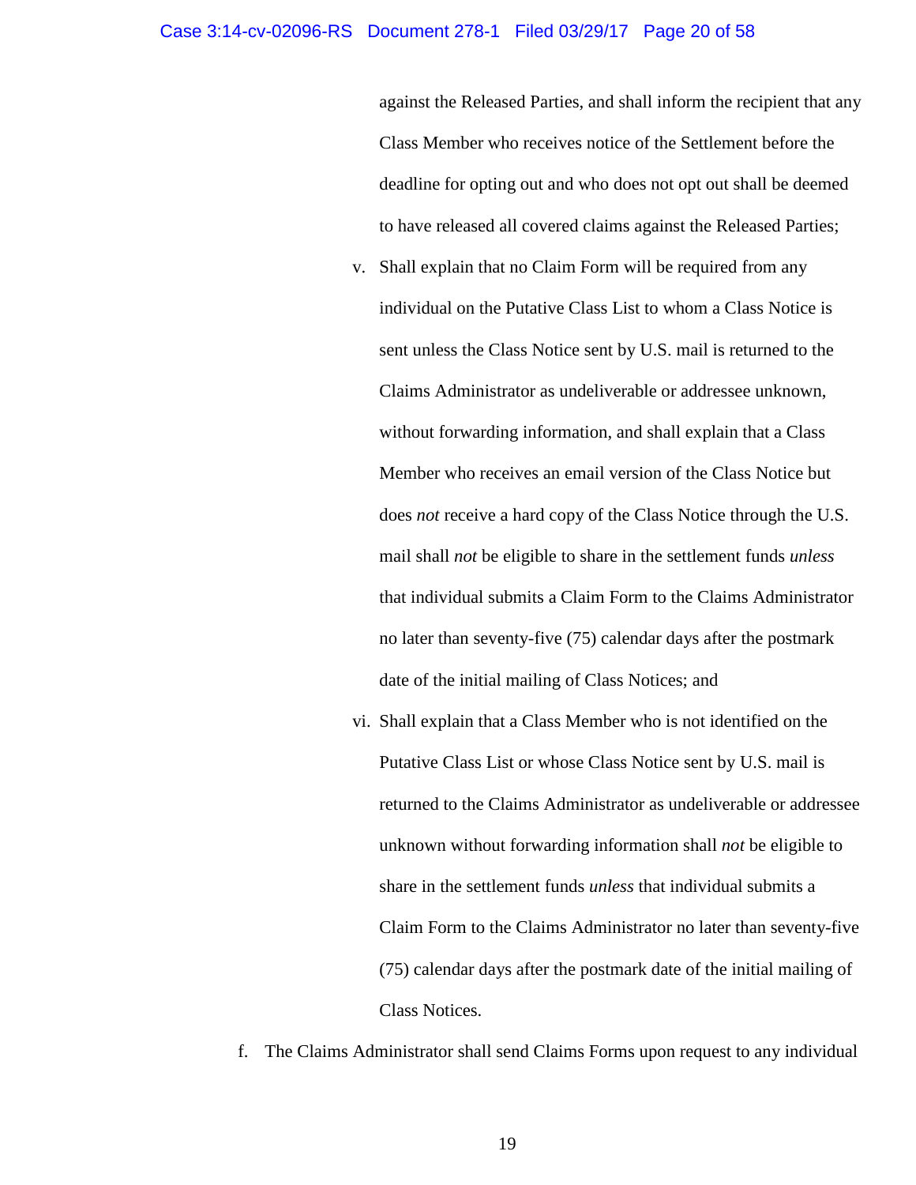against the Released Parties, and shall inform the recipient that any Class Member who receives notice of the Settlement before the deadline for opting out and who does not opt out shall be deemed to have released all covered claims against the Released Parties;

v. Shall explain that no Claim Form will be required from any individual on the Putative Class List to whom a Class Notice is sent unless the Class Notice sent by U.S. mail is returned to the Claims Administrator as undeliverable or addressee unknown, without forwarding information, and shall explain that a Class Member who receives an email version of the Class Notice but does *not* receive a hard copy of the Class Notice through the U.S. mail shall *not* be eligible to share in the settlement funds *unless* that individual submits a Claim Form to the Claims Administrator no later than seventy-five (75) calendar days after the postmark date of the initial mailing of Class Notices; and

vi. Shall explain that a Class Member who is not identified on the Putative Class List or whose Class Notice sent by U.S. mail is returned to the Claims Administrator as undeliverable or addressee unknown without forwarding information shall *not* be eligible to share in the settlement funds *unless* that individual submits a Claim Form to the Claims Administrator no later than seventy-five (75) calendar days after the postmark date of the initial mailing of Class Notices.

f. The Claims Administrator shall send Claims Forms upon request to any individual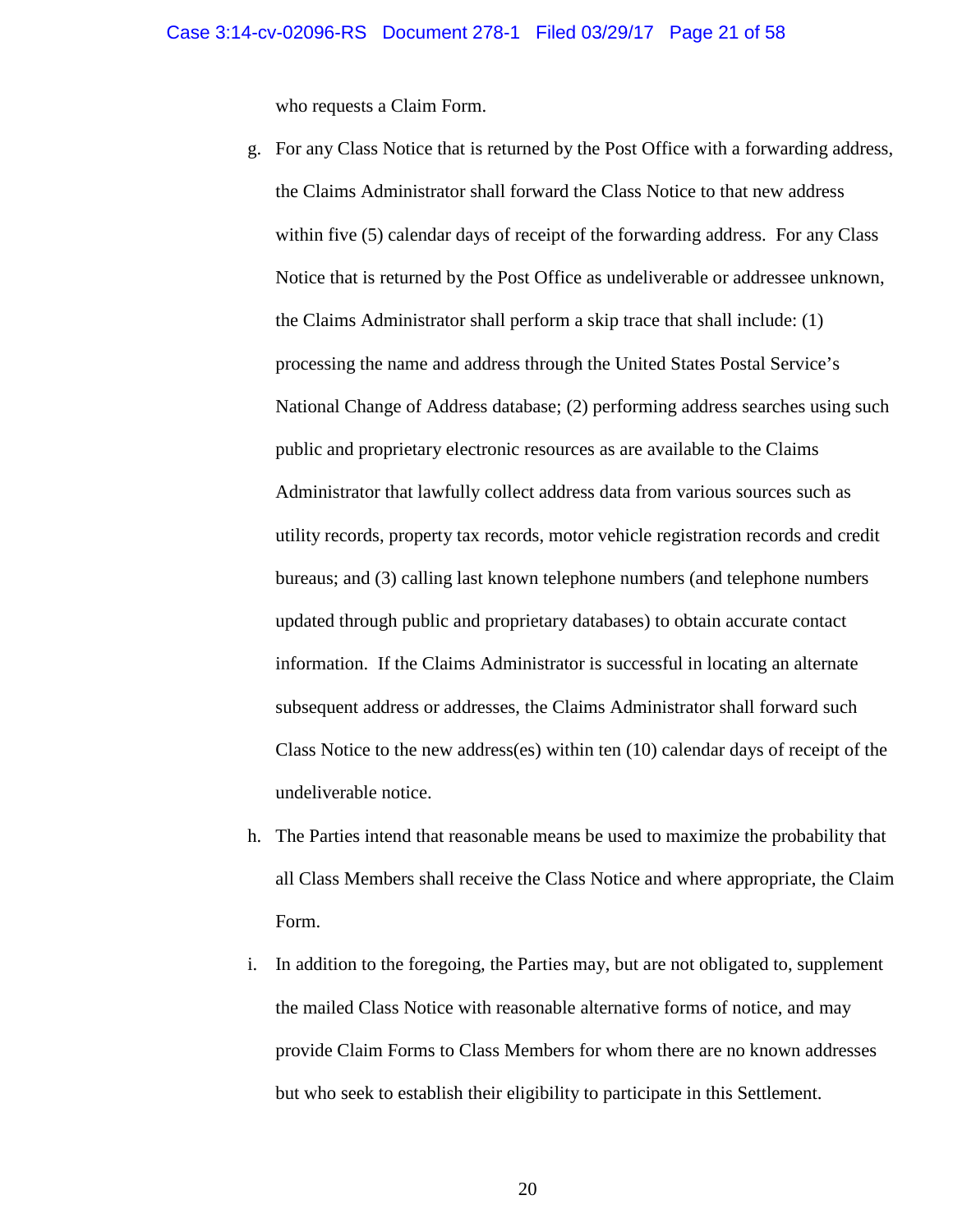who requests a Claim Form.

g. For any Class Notice that is returned by the Post Office with a forwarding address, the Claims Administrator shall forward the Class Notice to that new address within five (5) calendar days of receipt of the forwarding address. For any Class Notice that is returned by the Post Office as undeliverable or addressee unknown, the Claims Administrator shall perform a skip trace that shall include: (1) processing the name and address through the United States Postal Service's National Change of Address database; (2) performing address searches using such public and proprietary electronic resources as are available to the Claims Administrator that lawfully collect address data from various sources such as utility records, property tax records, motor vehicle registration records and credit bureaus; and (3) calling last known telephone numbers (and telephone numbers updated through public and proprietary databases) to obtain accurate contact information. If the Claims Administrator is successful in locating an alternate subsequent address or addresses, the Claims Administrator shall forward such Class Notice to the new address(es) within ten (10) calendar days of receipt of the undeliverable notice.

h. The Parties intend that reasonable means be used to maximize the probability that all Class Members shall receive the Class Notice and where appropriate, the Claim Form.

i. In addition to the foregoing, the Parties may, but are not obligated to, supplement the mailed Class Notice with reasonable alternative forms of notice, and may provide Claim Forms to Class Members for whom there are no known addresses but who seek to establish their eligibility to participate in this Settlement.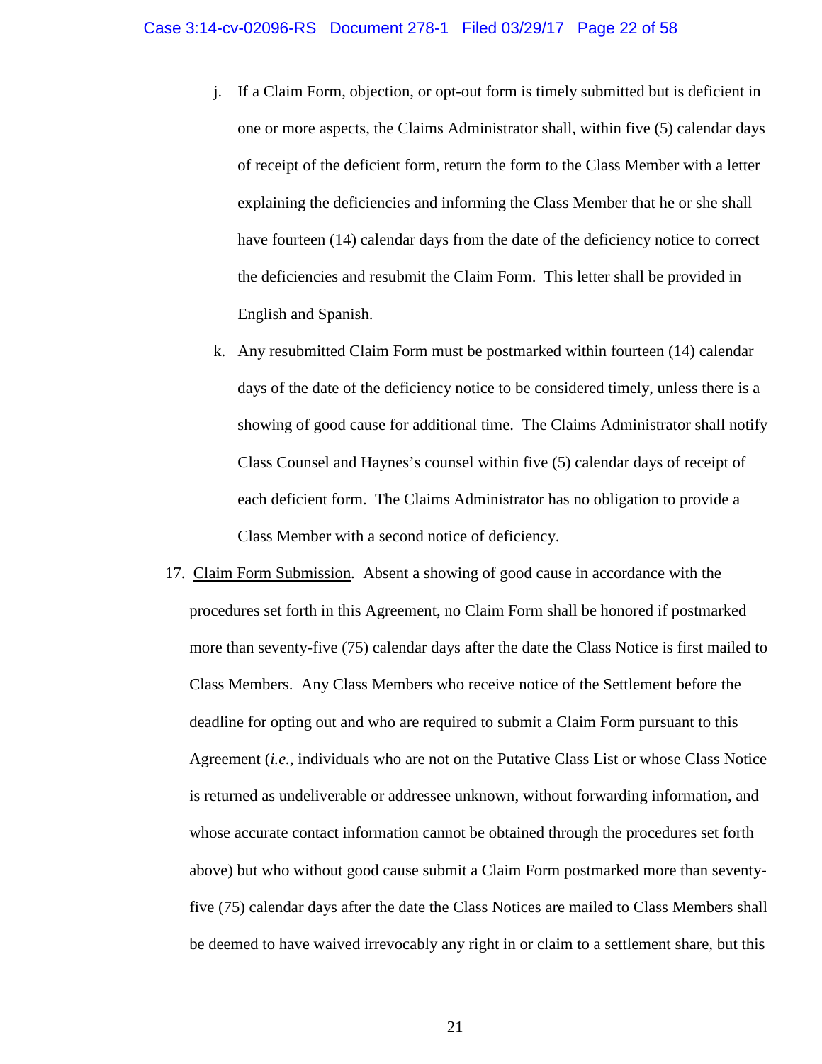j. If a Claim Form, objection, or opt-out form is timely submitted but is deficient in one or more aspects, the Claims Administrator shall, within five (5) calendar days of receipt of the deficient form, return the form to the Class Member with a letter explaining the deficiencies and informing the Class Member that he or she shall have fourteen (14) calendar days from the date of the deficiency notice to correct the deficiencies and resubmit the Claim Form. This letter shall be provided in English and Spanish.

k. Any resubmitted Claim Form must be postmarked within fourteen (14) calendar days of the date of the deficiency notice to be considered timely, unless there is a showing of good cause for additional time. The Claims Administrator shall notify Class Counsel and Haynes's counsel within five (5) calendar days of receipt of each deficient form. The Claims Administrator has no obligation to provide a Class Member with a second notice of deficiency.

17. Claim Form Submission. Absent a showing of good cause in accordance with the procedures set forth in this Agreement, no Claim Form shall be honored if postmarked more than seventy-five (75) calendar days after the date the Class Notice is first mailed to Class Members. Any Class Members who receive notice of the Settlement before the deadline for opting out and who are required to submit a Claim Form pursuant to this Agreement (*i.e.*, individuals who are not on the Putative Class List or whose Class Notice is returned as undeliverable or addressee unknown, without forwarding information, and whose accurate contact information cannot be obtained through the procedures set forth above) but who without good cause submit a Claim Form postmarked more than seventy-five (75) calendar days after the date the Class Notices are mailed to Class Members shall be deemed to have waived irrevocably any right in or claim to a settlement share, but this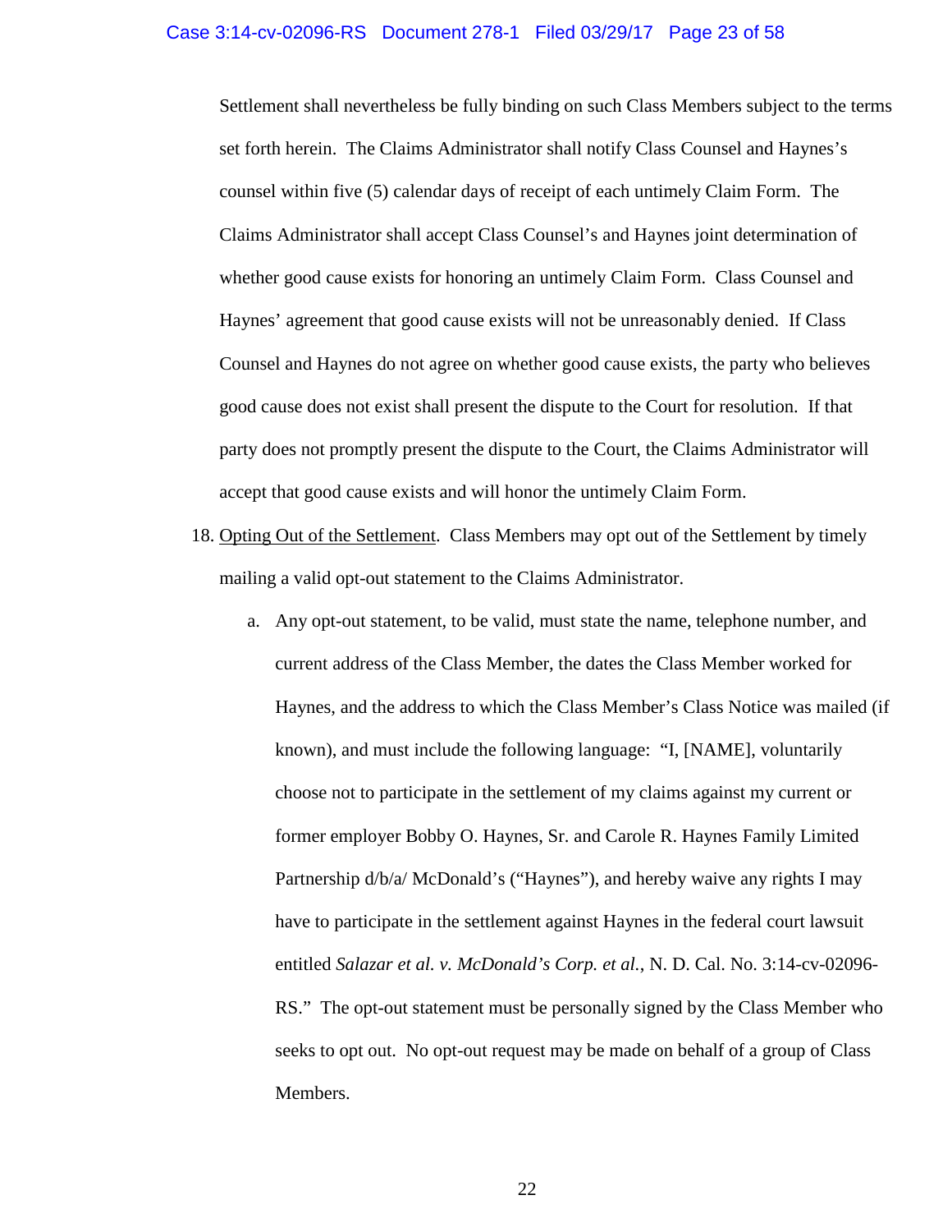Settlement shall nevertheless be fully binding on such Class Members subject to the terms set forth herein. The Claims Administrator shall notify Class Counsel and Haynes's counsel within five (5) calendar days of receipt of each untimely Claim Form. The Claims Administrator shall accept Class Counsel's and Haynes joint determination of whether good cause exists for honoring an untimely Claim Form. Class Counsel and Haynes' agreement that good cause exists will not be unreasonably denied. If Class Counsel and Haynes do not agree on whether good cause exists, the party who believes good cause does not exist shall present the dispute to the Court for resolution. If that party does not promptly present the dispute to the Court, the Claims Administrator will accept that good cause exists and will honor the untimely Claim Form.

18. <u>Opting Out of the Settlement</u>. Class Members may opt out of the Settlement by timely mailing a valid opt-out statement to the Claims Administrator.

    a. Any opt-out statement, to be valid, must state the name, telephone number, and current address of the Class Member, the dates the Class Member worked for Haynes, and the address to which the Class Member's Class Notice was mailed (if known), and must include the following language: "I, [NAME], voluntarily choose not to participate in the settlement of my claims against my current or former employer Bobby O. Haynes, Sr. and Carole R. Haynes Family Limited Partnership d/b/a/ McDonald's ("Haynes"), and hereby waive any rights I may have to participate in the settlement against Haynes in the federal court lawsuit entitled *Salazar et al. v. McDonald's Corp. et al.*, N. D. Cal. No. 3:14-cv-02096-RS." The opt-out statement must be personally signed by the Class Member who seeks to opt out. No opt-out request may be made on behalf of a group of Class Members.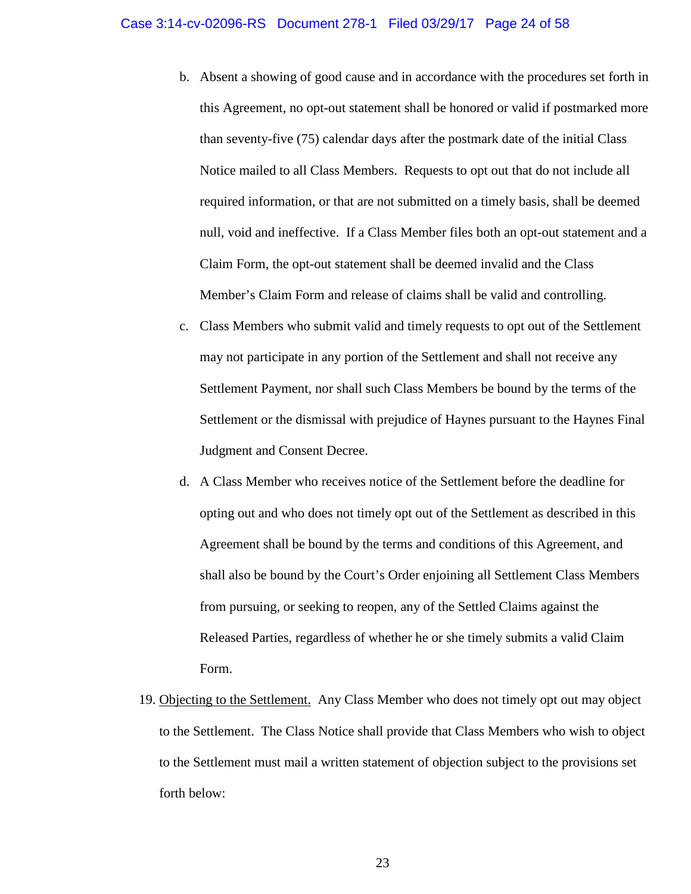b. Absent a showing of good cause and in accordance with the procedures set forth in this Agreement, no opt-out statement shall be honored or valid if postmarked more than seventy-five (75) calendar days after the postmark date of the initial Class Notice mailed to all Class Members. Requests to opt out that do not include all required information, or that are not submitted on a timely basis, shall be deemed null, void and ineffective. If a Class Member files both an opt-out statement and a Claim Form, the opt-out statement shall be deemed invalid and the Class Member's Claim Form and release of claims shall be valid and controlling.

c. Class Members who submit valid and timely requests to opt out of the Settlement may not participate in any portion of the Settlement and shall not receive any Settlement Payment, nor shall such Class Members be bound by the terms of the Settlement or the dismissal with prejudice of Haynes pursuant to the Haynes Final Judgment and Consent Decree.

d. A Class Member who receives notice of the Settlement before the deadline for opting out and who does not timely opt out of the Settlement as described in this Agreement shall be bound by the terms and conditions of this Agreement, and shall also be bound by the Court's Order enjoining all Settlement Class Members from pursuing, or seeking to reopen, any of the Settled Claims against the Released Parties, regardless of whether he or she timely submits a valid Claim Form.

19. <u>Objecting to the Settlement.</u> Any Class Member who does not timely opt out may object to the Settlement. The Class Notice shall provide that Class Members who wish to object to the Settlement must mail a written statement of objection subject to the provisions set forth below: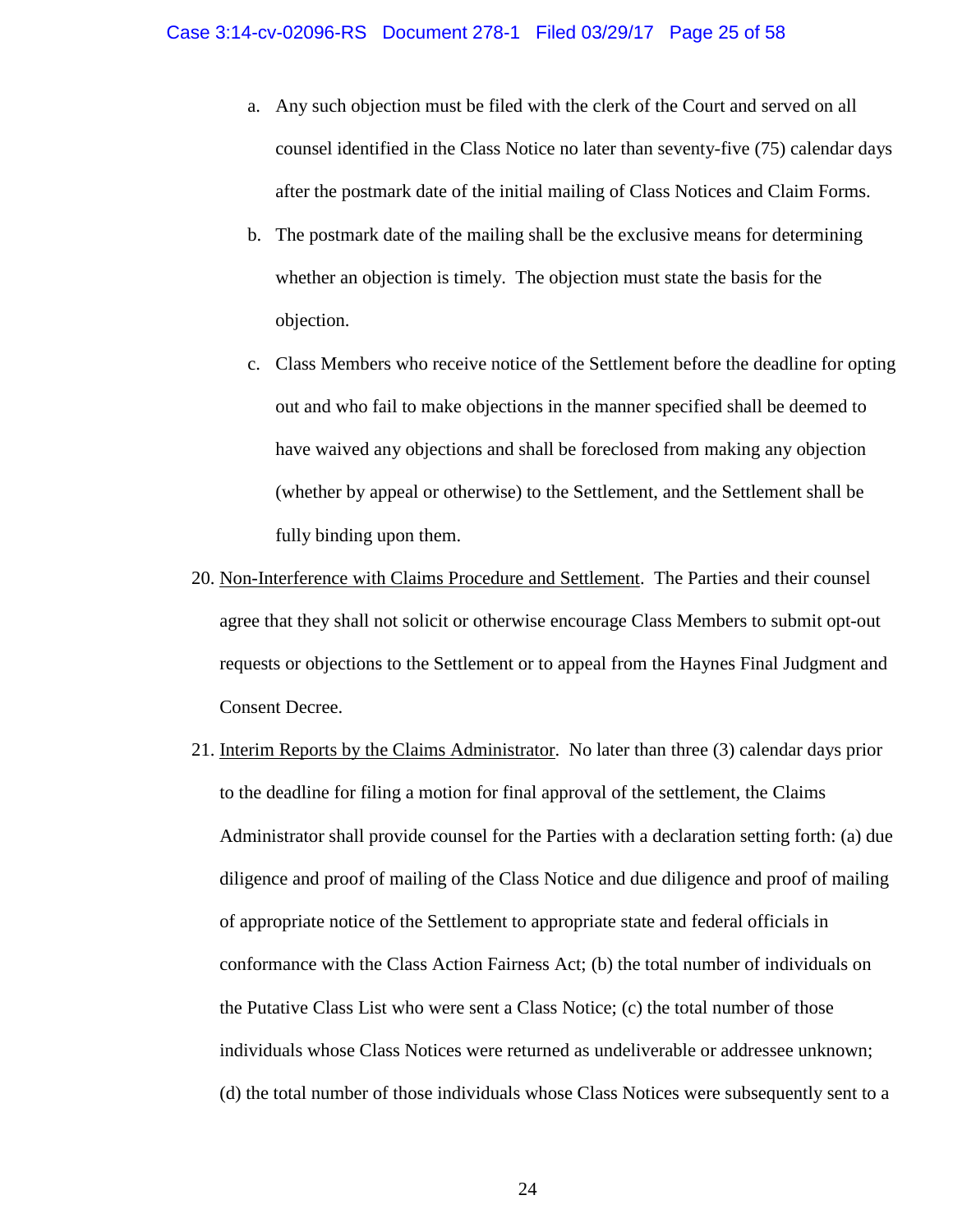a. Any such objection must be filed with the clerk of the Court and served on all counsel identified in the Class Notice no later than seventy-five (75) calendar days after the postmark date of the initial mailing of Class Notices and Claim Forms.

b. The postmark date of the mailing shall be the exclusive means for determining whether an objection is timely. The objection must state the basis for the objection.

c. Class Members who receive notice of the Settlement before the deadline for opting out and who fail to make objections in the manner specified shall be deemed to have waived any objections and shall be foreclosed from making any objection (whether by appeal or otherwise) to the Settlement, and the Settlement shall be fully binding upon them.

20. Non-Interference with Claims Procedure and Settlement. The Parties and their counsel agree that they shall not solicit or otherwise encourage Class Members to submit opt-out requests or objections to the Settlement or to appeal from the Haynes Final Judgment and Consent Decree.

21. Interim Reports by the Claims Administrator. No later than three (3) calendar days prior to the deadline for filing a motion for final approval of the settlement, the Claims Administrator shall provide counsel for the Parties with a declaration setting forth: (a) due diligence and proof of mailing of the Class Notice and due diligence and proof of mailing of appropriate notice of the Settlement to appropriate state and federal officials in conformance with the Class Action Fairness Act; (b) the total number of individuals on the Putative Class List who were sent a Class Notice; (c) the total number of those individuals whose Class Notices were returned as undeliverable or addressee unknown; (d) the total number of those individuals whose Class Notices were subsequently sent to a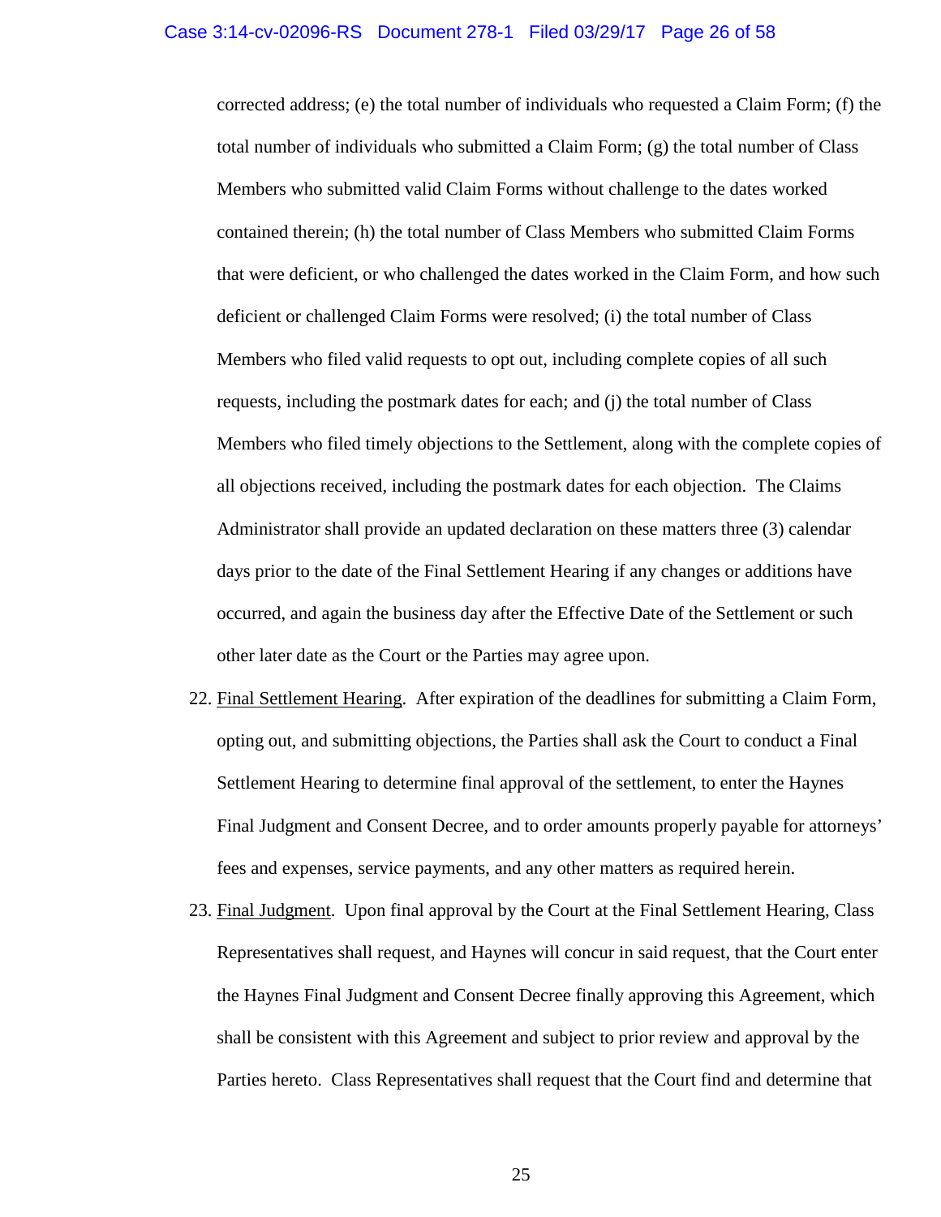corrected address; (e) the total number of individuals who requested a Claim Form; (f) the total number of individuals who submitted a Claim Form; (g) the total number of Class Members who submitted valid Claim Forms without challenge to the dates worked contained therein; (h) the total number of Class Members who submitted Claim Forms that were deficient, or who challenged the dates worked in the Claim Form, and how such deficient or challenged Claim Forms were resolved; (i) the total number of Class Members who filed valid requests to opt out, including complete copies of all such requests, including the postmark dates for each; and (j) the total number of Class Members who filed timely objections to the Settlement, along with the complete copies of all objections received, including the postmark dates for each objection. The Claims Administrator shall provide an updated declaration on these matters three (3) calendar days prior to the date of the Final Settlement Hearing if any changes or additions have occurred, and again the business day after the Effective Date of the Settlement or such other later date as the Court or the Parties may agree upon.

22. <u>Final Settlement Hearing</u>. After expiration of the deadlines for submitting a Claim Form, opting out, and submitting objections, the Parties shall ask the Court to conduct a Final Settlement Hearing to determine final approval of the settlement, to enter the Haynes Final Judgment and Consent Decree, and to order amounts properly payable for attorneys' fees and expenses, service payments, and any other matters as required herein.

23. <u>Final Judgment</u>. Upon final approval by the Court at the Final Settlement Hearing, Class Representatives shall request, and Haynes will concur in said request, that the Court enter the Haynes Final Judgment and Consent Decree finally approving this Agreement, which shall be consistent with this Agreement and subject to prior review and approval by the Parties hereto. Class Representatives shall request that the Court find and determine that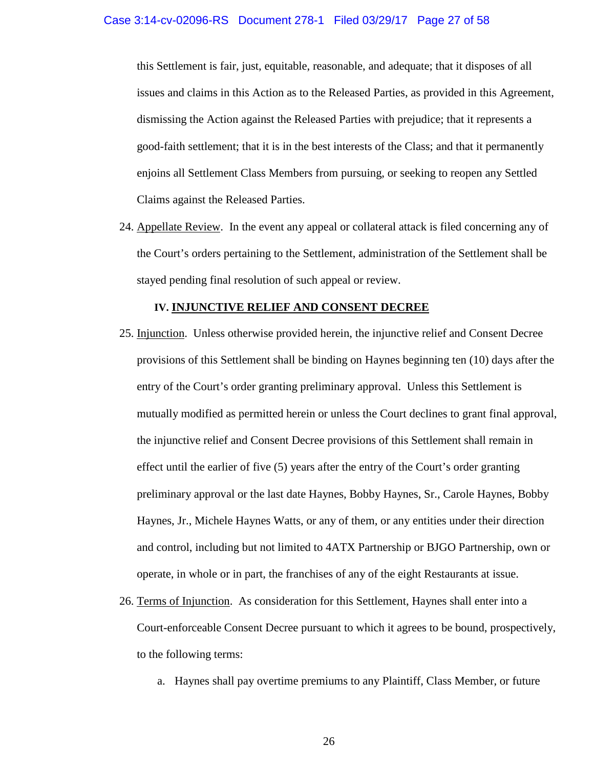this Settlement is fair, just, equitable, reasonable, and adequate; that it disposes of all issues and claims in this Action as to the Released Parties, as provided in this Agreement, dismissing the Action against the Released Parties with prejudice; that it represents a good-faith settlement; that it is in the best interests of the Class; and that it permanently enjoins all Settlement Class Members from pursuing, or seeking to reopen any Settled Claims against the Released Parties.

24. Appellate Review. In the event any appeal or collateral attack is filed concerning any of the Court's orders pertaining to the Settlement, administration of the Settlement shall be stayed pending final resolution of such appeal or review.

## IV. INJUNCTIVE RELIEF AND CONSENT DECREE

25. Injunction. Unless otherwise provided herein, the injunctive relief and Consent Decree provisions of this Settlement shall be binding on Haynes beginning ten (10) days after the entry of the Court's order granting preliminary approval. Unless this Settlement is mutually modified as permitted herein or unless the Court declines to grant final approval, the injunctive relief and Consent Decree provisions of this Settlement shall remain in effect until the earlier of five (5) years after the entry of the Court's order granting preliminary approval or the last date Haynes, Bobby Haynes, Sr., Carole Haynes, Bobby Haynes, Jr., Michele Haynes Watts, or any of them, or any entities under their direction and control, including but not limited to 4ATX Partnership or BJGO Partnership, own or operate, in whole or in part, the franchises of any of the eight Restaurants at issue.

26. Terms of Injunction. As consideration for this Settlement, Haynes shall enter into a Court-enforceable Consent Decree pursuant to which it agrees to be bound, prospectively, to the following terms:

    a. Haynes shall pay overtime premiums to any Plaintiff, Class Member, or future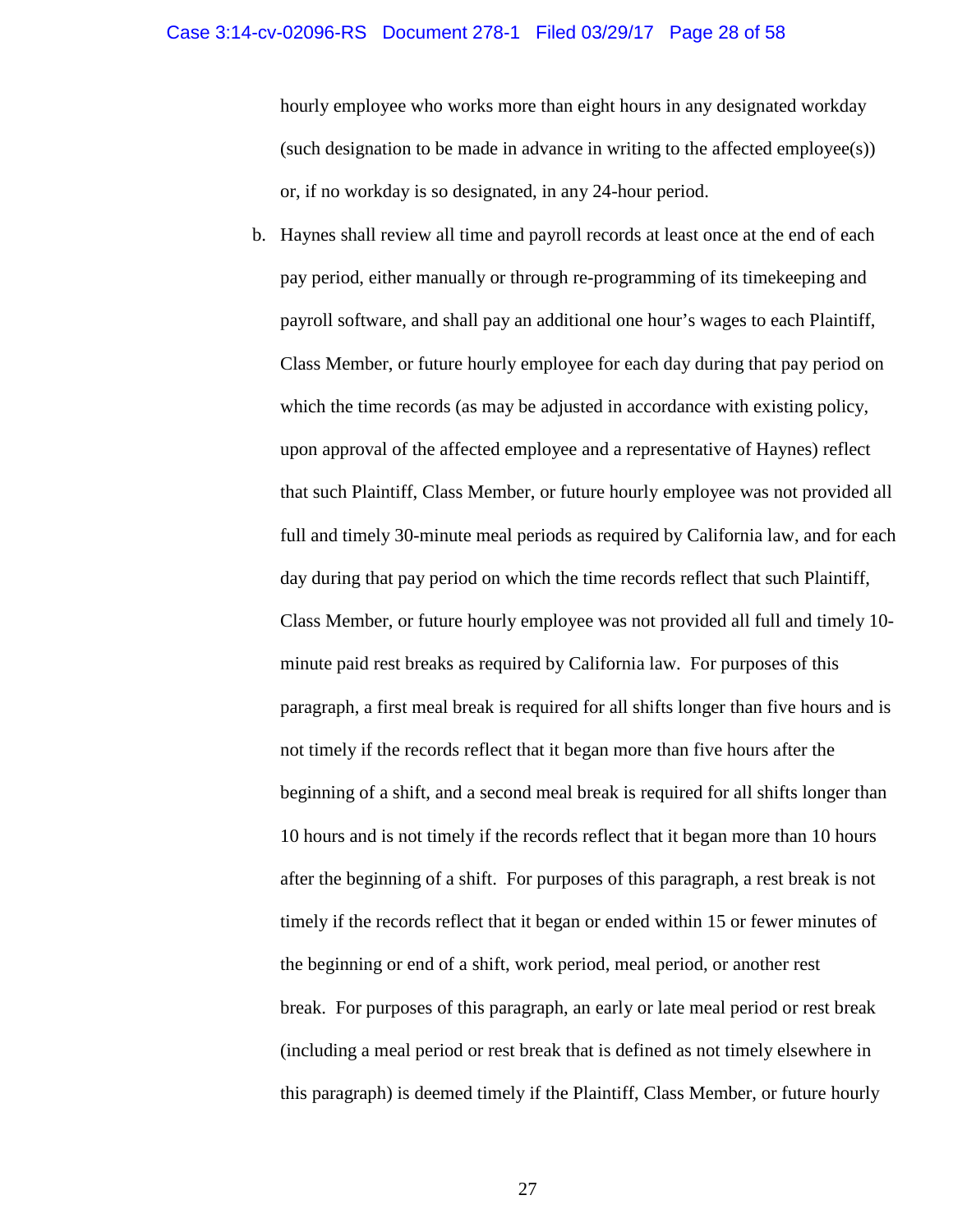hourly employee who works more than eight hours in any designated workday (such designation to be made in advance in writing to the affected employee(s)) or, if no workday is so designated, in any 24-hour period.

b. Haynes shall review all time and payroll records at least once at the end of each pay period, either manually or through re-programming of its timekeeping and payroll software, and shall pay an additional one hour's wages to each Plaintiff, Class Member, or future hourly employee for each day during that pay period on which the time records (as may be adjusted in accordance with existing policy, upon approval of the affected employee and a representative of Haynes) reflect that such Plaintiff, Class Member, or future hourly employee was not provided all full and timely 30-minute meal periods as required by California law, and for each day during that pay period on which the time records reflect that such Plaintiff, Class Member, or future hourly employee was not provided all full and timely 10-minute paid rest breaks as required by California law. For purposes of this paragraph, a first meal break is required for all shifts longer than five hours and is not timely if the records reflect that it began more than five hours after the beginning of a shift, and a second meal break is required for all shifts longer than 10 hours and is not timely if the records reflect that it began more than 10 hours after the beginning of a shift. For purposes of this paragraph, a rest break is not timely if the records reflect that it began or ended within 15 or fewer minutes of the beginning or end of a shift, work period, meal period, or another rest break. For purposes of this paragraph, an early or late meal period or rest break (including a meal period or rest break that is defined as not timely elsewhere in this paragraph) is deemed timely if the Plaintiff, Class Member, or future hourly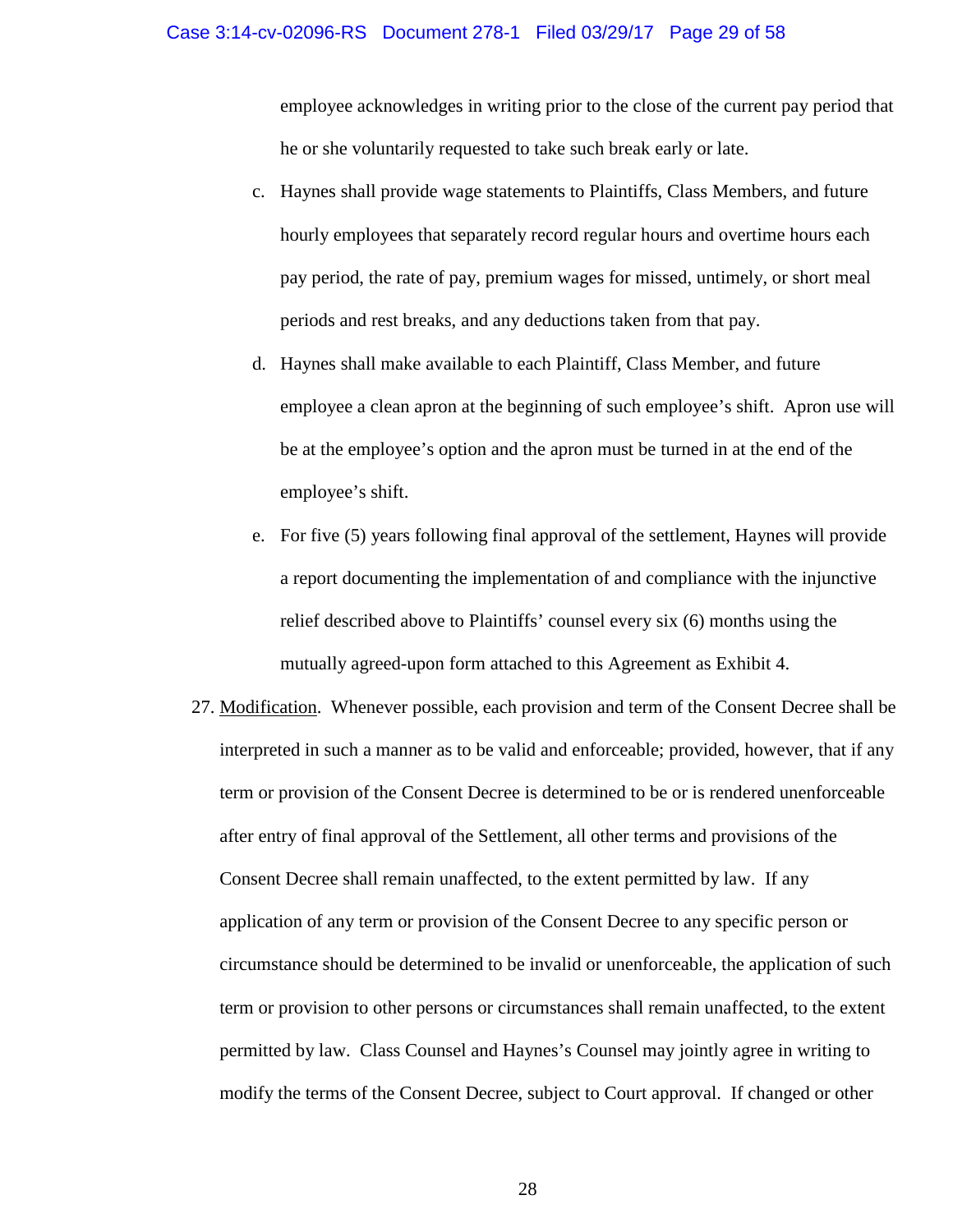employee acknowledges in writing prior to the close of the current pay period that he or she voluntarily requested to take such break early or late.

c. Haynes shall provide wage statements to Plaintiffs, Class Members, and future hourly employees that separately record regular hours and overtime hours each pay period, the rate of pay, premium wages for missed, untimely, or short meal periods and rest breaks, and any deductions taken from that pay.

d. Haynes shall make available to each Plaintiff, Class Member, and future employee a clean apron at the beginning of such employee's shift. Apron use will be at the employee's option and the apron must be turned in at the end of the employee's shift.

e. For five (5) years following final approval of the settlement, Haynes will provide a report documenting the implementation of and compliance with the injunctive relief described above to Plaintiffs' counsel every six (6) months using the mutually agreed-upon form attached to this Agreement as Exhibit 4.

27. Modification. Whenever possible, each provision and term of the Consent Decree shall be interpreted in such a manner as to be valid and enforceable; provided, however, that if any term or provision of the Consent Decree is determined to be or is rendered unenforceable after entry of final approval of the Settlement, all other terms and provisions of the Consent Decree shall remain unaffected, to the extent permitted by law. If any application of any term or provision of the Consent Decree to any specific person or circumstance should be determined to be invalid or unenforceable, the application of such term or provision to other persons or circumstances shall remain unaffected, to the extent permitted by law. Class Counsel and Haynes's Counsel may jointly agree in writing to modify the terms of the Consent Decree, subject to Court approval. If changed or other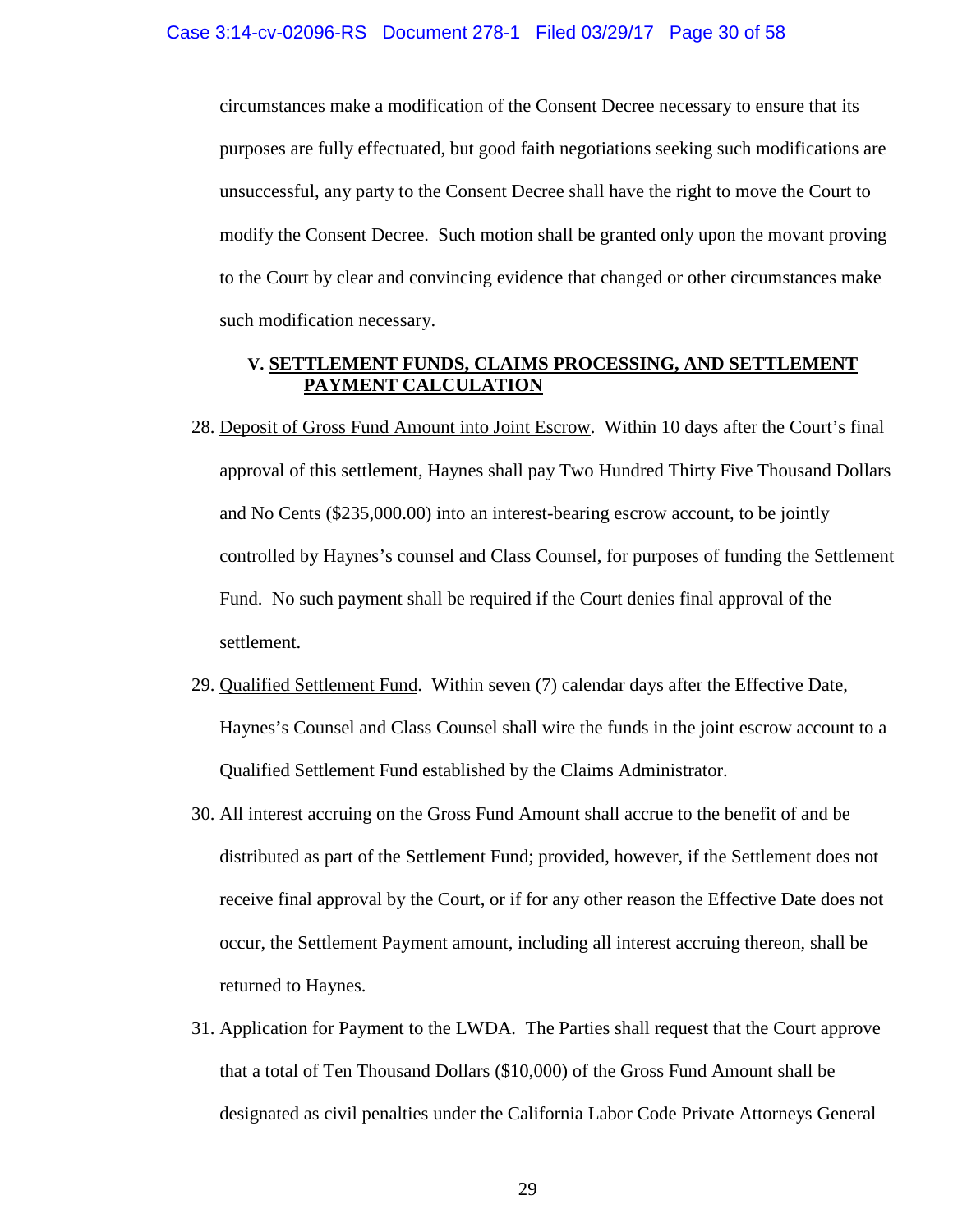circumstances make a modification of the Consent Decree necessary to ensure that its purposes are fully effectuated, but good faith negotiations seeking such modifications are unsuccessful, any party to the Consent Decree shall have the right to move the Court to modify the Consent Decree. Such motion shall be granted only upon the movant proving to the Court by clear and convincing evidence that changed or other circumstances make such modification necessary.

## V. SETTLEMENT FUNDS, CLAIMS PROCESSING, AND SETTLEMENT PAYMENT CALCULATION

28. Deposit of Gross Fund Amount into Joint Escrow. Within 10 days after the Court's final approval of this settlement, Haynes shall pay Two Hundred Thirty Five Thousand Dollars and No Cents ($235,000.00) into an interest-bearing escrow account, to be jointly controlled by Haynes's counsel and Class Counsel, for purposes of funding the Settlement Fund. No such payment shall be required if the Court denies final approval of the settlement.

29. Qualified Settlement Fund. Within seven (7) calendar days after the Effective Date, Haynes's Counsel and Class Counsel shall wire the funds in the joint escrow account to a Qualified Settlement Fund established by the Claims Administrator.

30. All interest accruing on the Gross Fund Amount shall accrue to the benefit of and be distributed as part of the Settlement Fund; provided, however, if the Settlement does not receive final approval by the Court, or if for any other reason the Effective Date does not occur, the Settlement Payment amount, including all interest accruing thereon, shall be returned to Haynes.

31. Application for Payment to the LWDA. The Parties shall request that the Court approve that a total of Ten Thousand Dollars ($10,000) of the Gross Fund Amount shall be designated as civil penalties under the California Labor Code Private Attorneys General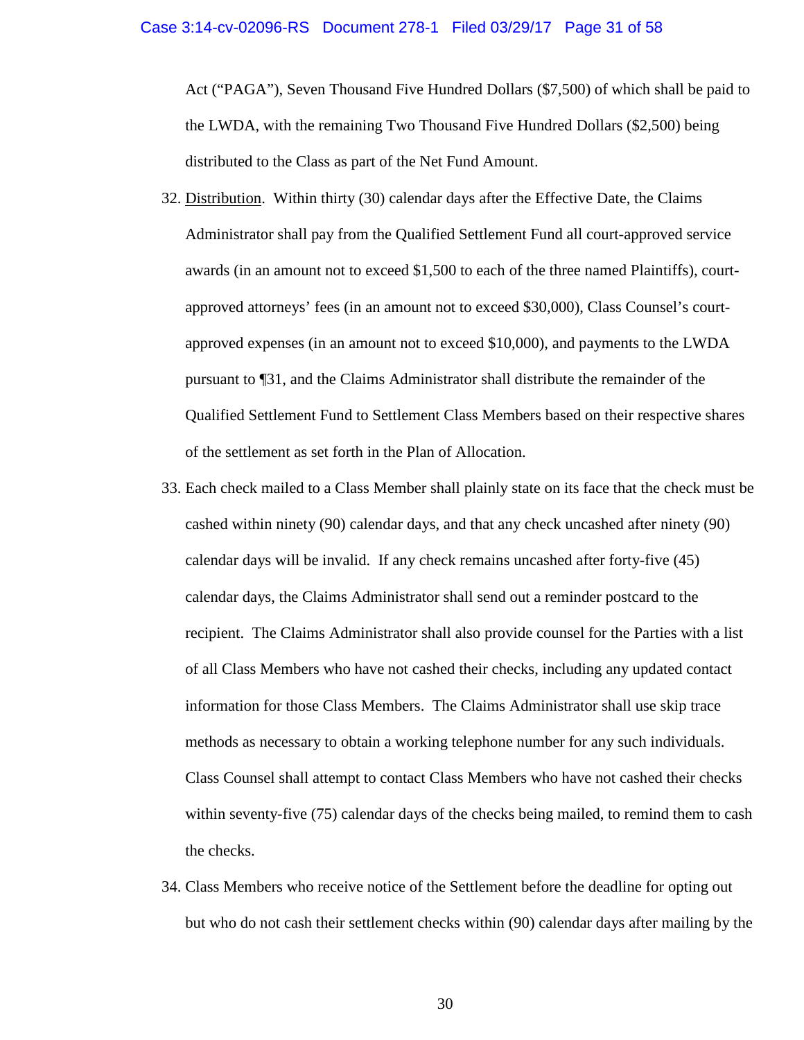Act ("PAGA"), Seven Thousand Five Hundred Dollars ($7,500) of which shall be paid to the LWDA, with the remaining Two Thousand Five Hundred Dollars ($2,500) being distributed to the Class as part of the Net Fund Amount.

32. Distribution. Within thirty (30) calendar days after the Effective Date, the Claims Administrator shall pay from the Qualified Settlement Fund all court-approved service awards (in an amount not to exceed $1,500 to each of the three named Plaintiffs), court-approved attorneys' fees (in an amount not to exceed $30,000), Class Counsel's court-approved expenses (in an amount not to exceed $10,000), and payments to the LWDA pursuant to ¶31, and the Claims Administrator shall distribute the remainder of the Qualified Settlement Fund to Settlement Class Members based on their respective shares of the settlement as set forth in the Plan of Allocation.

33. Each check mailed to a Class Member shall plainly state on its face that the check must be cashed within ninety (90) calendar days, and that any check uncashed after ninety (90) calendar days will be invalid. If any check remains uncashed after forty-five (45) calendar days, the Claims Administrator shall send out a reminder postcard to the recipient. The Claims Administrator shall also provide counsel for the Parties with a list of all Class Members who have not cashed their checks, including any updated contact information for those Class Members. The Claims Administrator shall use skip trace methods as necessary to obtain a working telephone number for any such individuals. Class Counsel shall attempt to contact Class Members who have not cashed their checks within seventy-five (75) calendar days of the checks being mailed, to remind them to cash the checks.

34. Class Members who receive notice of the Settlement before the deadline for opting out but who do not cash their settlement checks within (90) calendar days after mailing by the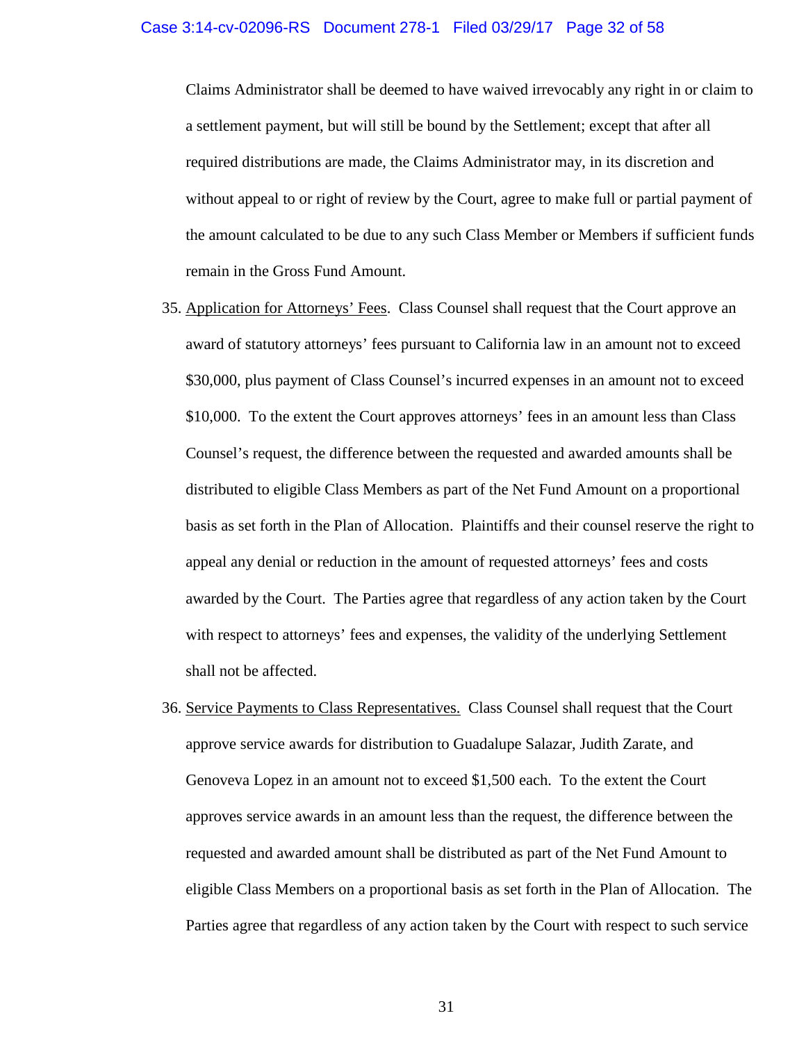Claims Administrator shall be deemed to have waived irrevocably any right in or claim to a settlement payment, but will still be bound by the Settlement; except that after all required distributions are made, the Claims Administrator may, in its discretion and without appeal to or right of review by the Court, agree to make full or partial payment of the amount calculated to be due to any such Class Member or Members if sufficient funds remain in the Gross Fund Amount.

35. Application for Attorneys' Fees. Class Counsel shall request that the Court approve an award of statutory attorneys' fees pursuant to California law in an amount not to exceed $30,000, plus payment of Class Counsel's incurred expenses in an amount not to exceed $10,000. To the extent the Court approves attorneys' fees in an amount less than Class Counsel's request, the difference between the requested and awarded amounts shall be distributed to eligible Class Members as part of the Net Fund Amount on a proportional basis as set forth in the Plan of Allocation. Plaintiffs and their counsel reserve the right to appeal any denial or reduction in the amount of requested attorneys' fees and costs awarded by the Court. The Parties agree that regardless of any action taken by the Court with respect to attorneys' fees and expenses, the validity of the underlying Settlement shall not be affected.

36. Service Payments to Class Representatives. Class Counsel shall request that the Court approve service awards for distribution to Guadalupe Salazar, Judith Zarate, and Genoveva Lopez in an amount not to exceed $1,500 each. To the extent the Court approves service awards in an amount less than the request, the difference between the requested and awarded amount shall be distributed as part of the Net Fund Amount to eligible Class Members on a proportional basis as set forth in the Plan of Allocation. The Parties agree that regardless of any action taken by the Court with respect to such service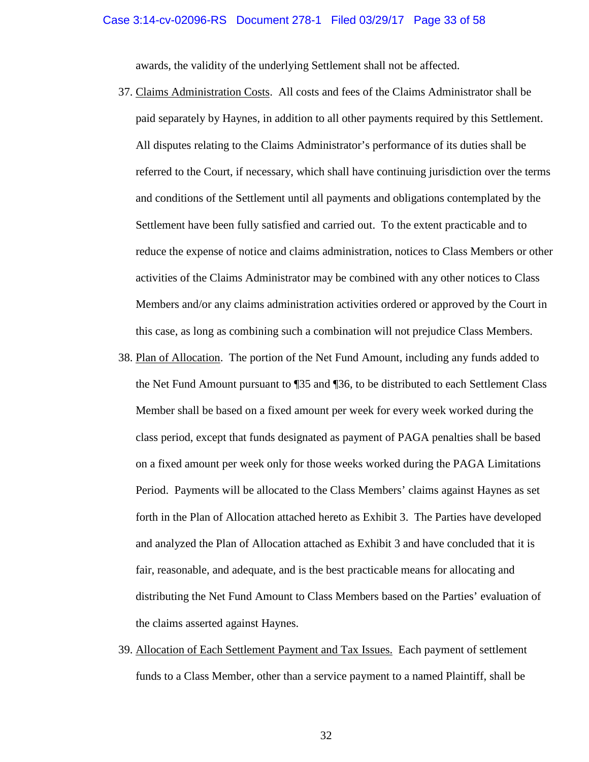awards, the validity of the underlying Settlement shall not be affected.

37. Claims Administration Costs. All costs and fees of the Claims Administrator shall be paid separately by Haynes, in addition to all other payments required by this Settlement. All disputes relating to the Claims Administrator's performance of its duties shall be referred to the Court, if necessary, which shall have continuing jurisdiction over the terms and conditions of the Settlement until all payments and obligations contemplated by the Settlement have been fully satisfied and carried out. To the extent practicable and to reduce the expense of notice and claims administration, notices to Class Members or other activities of the Claims Administrator may be combined with any other notices to Class Members and/or any claims administration activities ordered or approved by the Court in this case, as long as combining such a combination will not prejudice Class Members.

38. Plan of Allocation. The portion of the Net Fund Amount, including any funds added to the Net Fund Amount pursuant to ¶35 and ¶36, to be distributed to each Settlement Class Member shall be based on a fixed amount per week for every week worked during the class period, except that funds designated as payment of PAGA penalties shall be based on a fixed amount per week only for those weeks worked during the PAGA Limitations Period. Payments will be allocated to the Class Members' claims against Haynes as set forth in the Plan of Allocation attached hereto as Exhibit 3. The Parties have developed and analyzed the Plan of Allocation attached as Exhibit 3 and have concluded that it is fair, reasonable, and adequate, and is the best practicable means for allocating and distributing the Net Fund Amount to Class Members based on the Parties' evaluation of the claims asserted against Haynes.

39. Allocation of Each Settlement Payment and Tax Issues. Each payment of settlement funds to a Class Member, other than a service payment to a named Plaintiff, shall be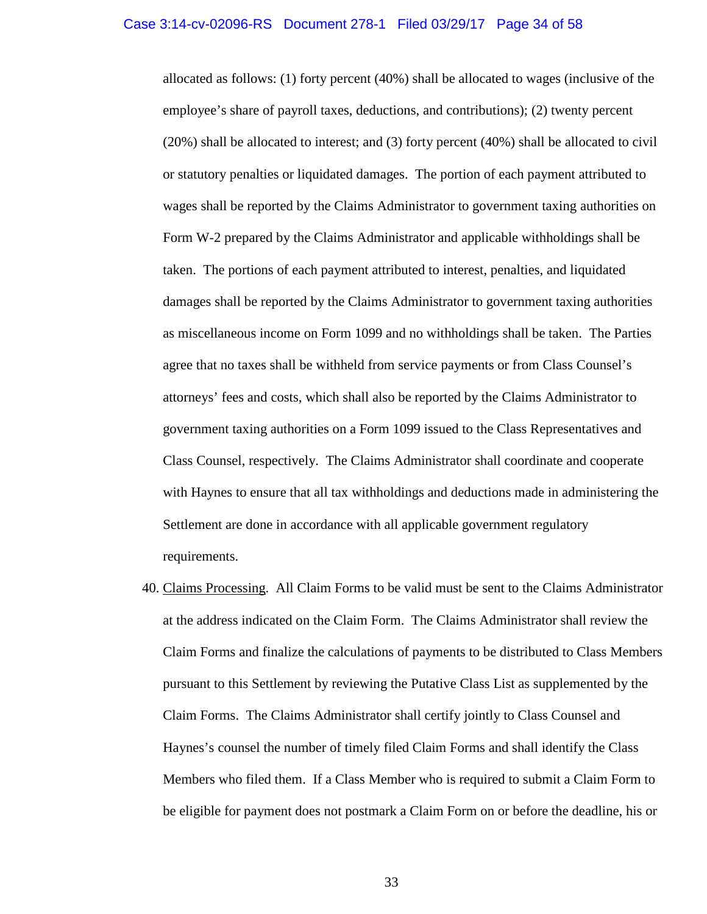allocated as follows: (1) forty percent (40%) shall be allocated to wages (inclusive of the employee's share of payroll taxes, deductions, and contributions); (2) twenty percent (20%) shall be allocated to interest; and (3) forty percent (40%) shall be allocated to civil or statutory penalties or liquidated damages. The portion of each payment attributed to wages shall be reported by the Claims Administrator to government taxing authorities on Form W-2 prepared by the Claims Administrator and applicable withholdings shall be taken. The portions of each payment attributed to interest, penalties, and liquidated damages shall be reported by the Claims Administrator to government taxing authorities as miscellaneous income on Form 1099 and no withholdings shall be taken. The Parties agree that no taxes shall be withheld from service payments or from Class Counsel's attorneys' fees and costs, which shall also be reported by the Claims Administrator to government taxing authorities on a Form 1099 issued to the Class Representatives and Class Counsel, respectively. The Claims Administrator shall coordinate and cooperate with Haynes to ensure that all tax withholdings and deductions made in administering the Settlement are done in accordance with all applicable government regulatory requirements.

40. Claims Processing. All Claim Forms to be valid must be sent to the Claims Administrator at the address indicated on the Claim Form. The Claims Administrator shall review the Claim Forms and finalize the calculations of payments to be distributed to Class Members pursuant to this Settlement by reviewing the Putative Class List as supplemented by the Claim Forms. The Claims Administrator shall certify jointly to Class Counsel and Haynes's counsel the number of timely filed Claim Forms and shall identify the Class Members who filed them. If a Class Member who is required to submit a Claim Form to be eligible for payment does not postmark a Claim Form on or before the deadline, his or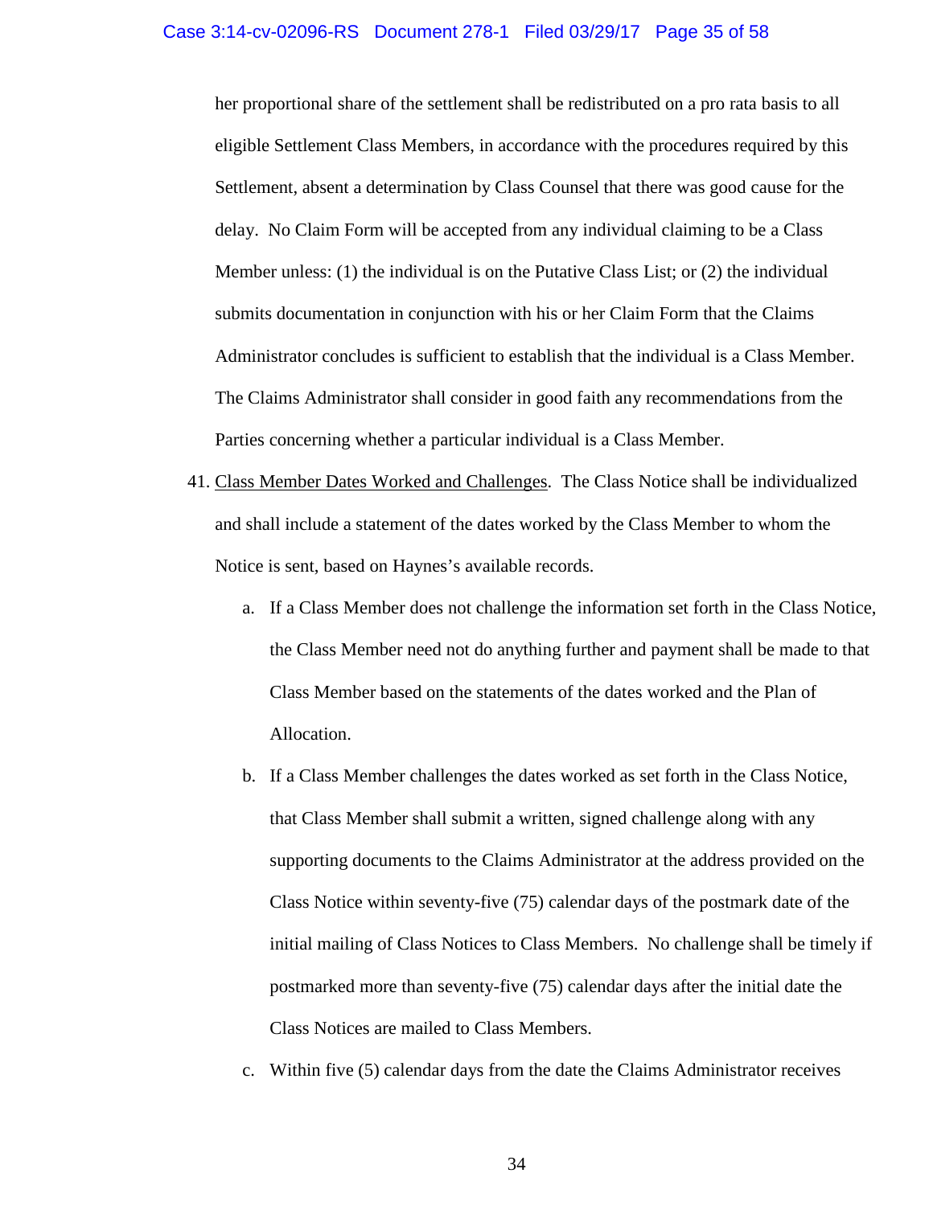her proportional share of the settlement shall be redistributed on a pro rata basis to all eligible Settlement Class Members, in accordance with the procedures required by this Settlement, absent a determination by Class Counsel that there was good cause for the delay. No Claim Form will be accepted from any individual claiming to be a Class Member unless: (1) the individual is on the Putative Class List; or (2) the individual submits documentation in conjunction with his or her Claim Form that the Claims Administrator concludes is sufficient to establish that the individual is a Class Member. The Claims Administrator shall consider in good faith any recommendations from the Parties concerning whether a particular individual is a Class Member.

41. <u>Class Member Dates Worked and Challenges</u>. The Class Notice shall be individualized and shall include a statement of the dates worked by the Class Member to whom the Notice is sent, based on Haynes's available records.

    a. If a Class Member does not challenge the information set forth in the Class Notice, the Class Member need not do anything further and payment shall be made to that Class Member based on the statements of the dates worked and the Plan of Allocation.

    b. If a Class Member challenges the dates worked as set forth in the Class Notice, that Class Member shall submit a written, signed challenge along with any supporting documents to the Claims Administrator at the address provided on the Class Notice within seventy-five (75) calendar days of the postmark date of the initial mailing of Class Notices to Class Members. No challenge shall be timely if postmarked more than seventy-five (75) calendar days after the initial date the Class Notices are mailed to Class Members.

    c. Within five (5) calendar days from the date the Claims Administrator receives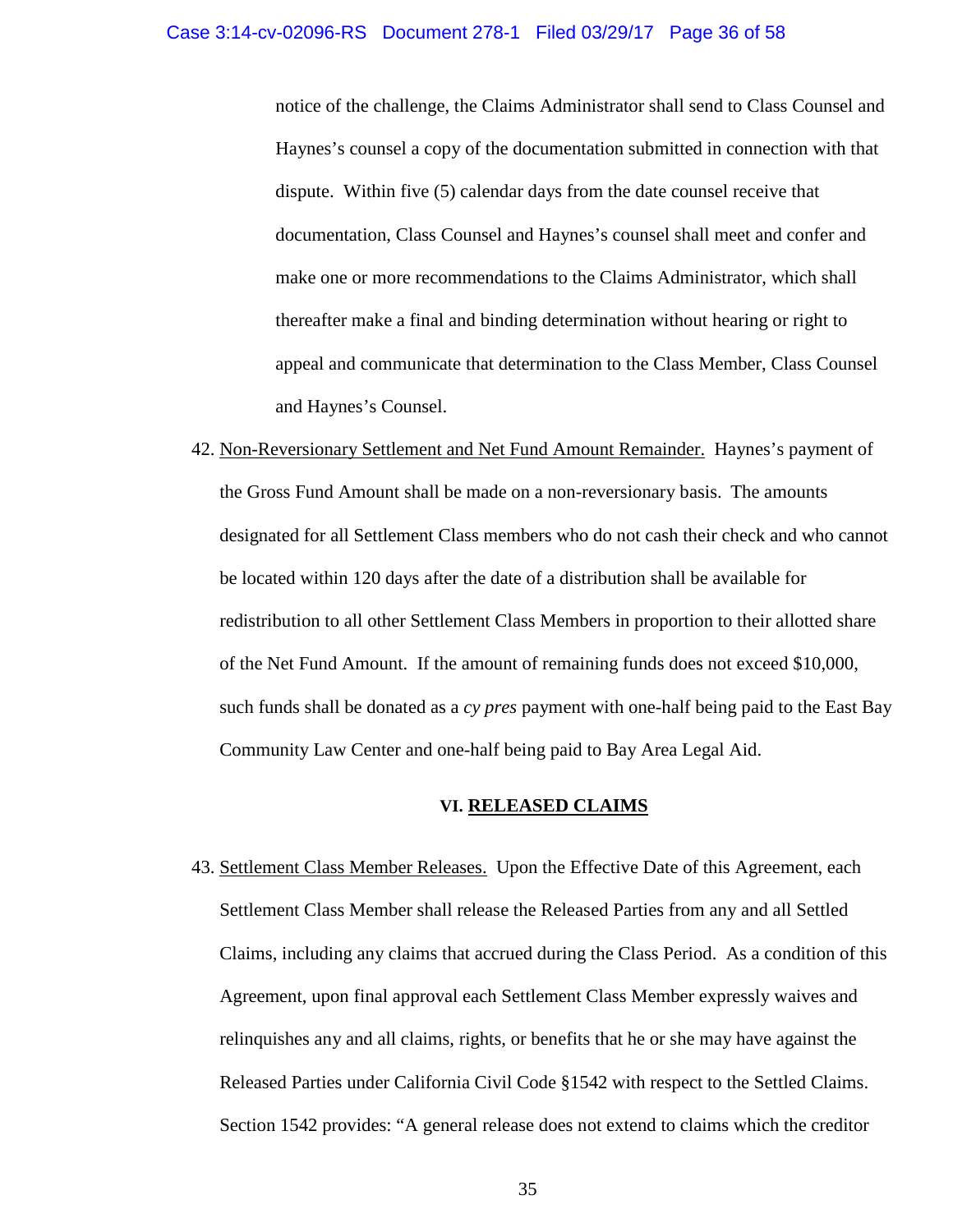notice of the challenge, the Claims Administrator shall send to Class Counsel and Haynes's counsel a copy of the documentation submitted in connection with that dispute. Within five (5) calendar days from the date counsel receive that documentation, Class Counsel and Haynes's counsel shall meet and confer and make one or more recommendations to the Claims Administrator, which shall thereafter make a final and binding determination without hearing or right to appeal and communicate that determination to the Class Member, Class Counsel and Haynes's Counsel.

42. Non-Reversionary Settlement and Net Fund Amount Remainder. Haynes's payment of the Gross Fund Amount shall be made on a non-reversionary basis. The amounts designated for all Settlement Class members who do not cash their check and who cannot be located within 120 days after the date of a distribution shall be available for redistribution to all other Settlement Class Members in proportion to their allotted share of the Net Fund Amount. If the amount of remaining funds does not exceed $10,000, such funds shall be donated as a *cy pres* payment with one-half being paid to the East Bay Community Law Center and one-half being paid to Bay Area Legal Aid.

## VI. RELEASED CLAIMS

43. Settlement Class Member Releases. Upon the Effective Date of this Agreement, each Settlement Class Member shall release the Released Parties from any and all Settled Claims, including any claims that accrued during the Class Period. As a condition of this Agreement, upon final approval each Settlement Class Member expressly waives and relinquishes any and all claims, rights, or benefits that he or she may have against the Released Parties under California Civil Code §1542 with respect to the Settled Claims. Section 1542 provides: "A general release does not extend to claims which the creditor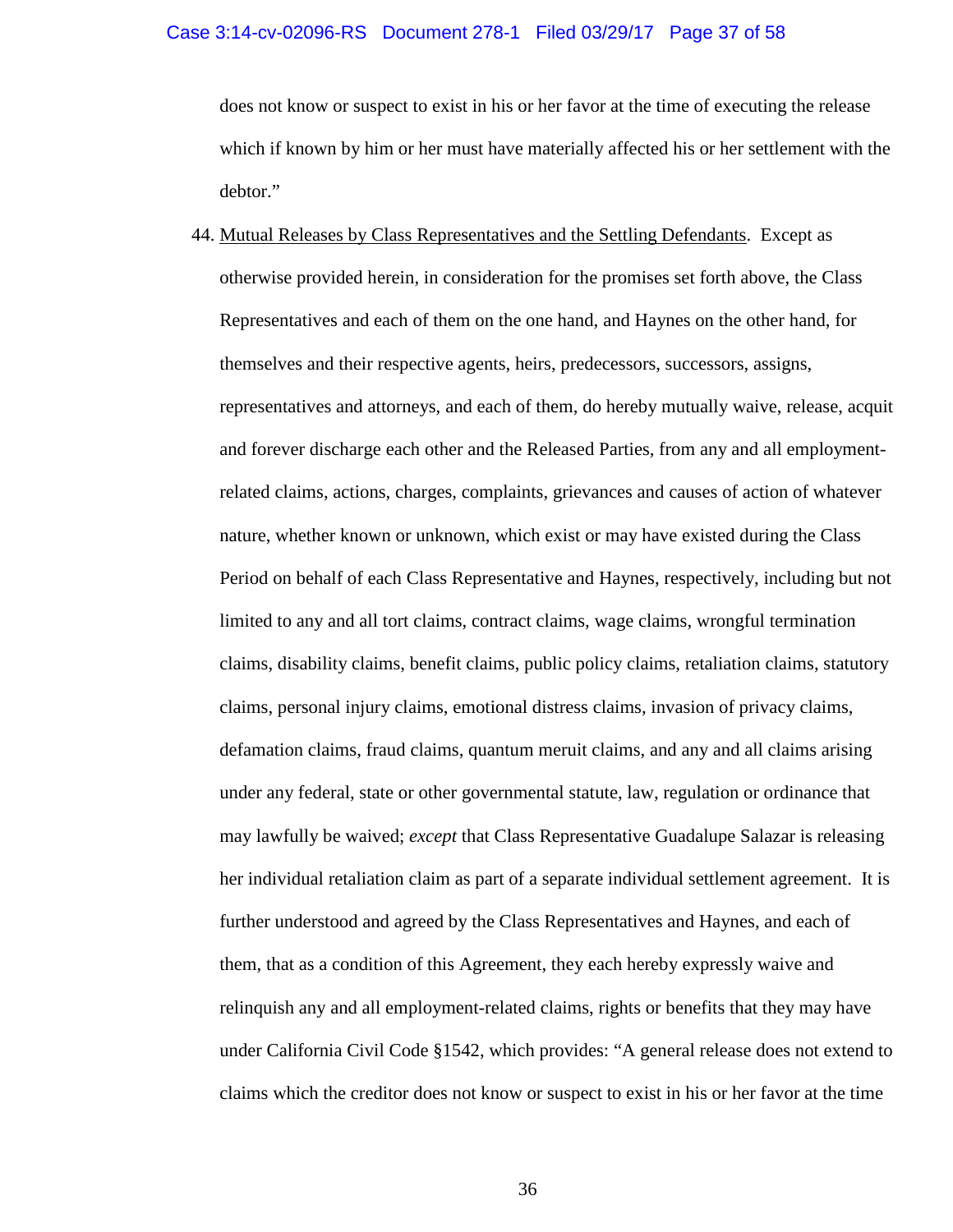does not know or suspect to exist in his or her favor at the time of executing the release which if known by him or her must have materially affected his or her settlement with the debtor."

44. Mutual Releases by Class Representatives and the Settling Defendants. Except as otherwise provided herein, in consideration for the promises set forth above, the Class Representatives and each of them on the one hand, and Haynes on the other hand, for themselves and their respective agents, heirs, predecessors, successors, assigns, representatives and attorneys, and each of them, do hereby mutually waive, release, acquit and forever discharge each other and the Released Parties, from any and all employment-related claims, actions, charges, complaints, grievances and causes of action of whatever nature, whether known or unknown, which exist or may have existed during the Class Period on behalf of each Class Representative and Haynes, respectively, including but not limited to any and all tort claims, contract claims, wage claims, wrongful termination claims, disability claims, benefit claims, public policy claims, retaliation claims, statutory claims, personal injury claims, emotional distress claims, invasion of privacy claims, defamation claims, fraud claims, quantum meruit claims, and any and all claims arising under any federal, state or other governmental statute, law, regulation or ordinance that may lawfully be waived; *except* that Class Representative Guadalupe Salazar is releasing her individual retaliation claim as part of a separate individual settlement agreement. It is further understood and agreed by the Class Representatives and Haynes, and each of them, that as a condition of this Agreement, they each hereby expressly waive and relinquish any and all employment-related claims, rights or benefits that they may have under California Civil Code §1542, which provides: "A general release does not extend to claims which the creditor does not know or suspect to exist in his or her favor at the time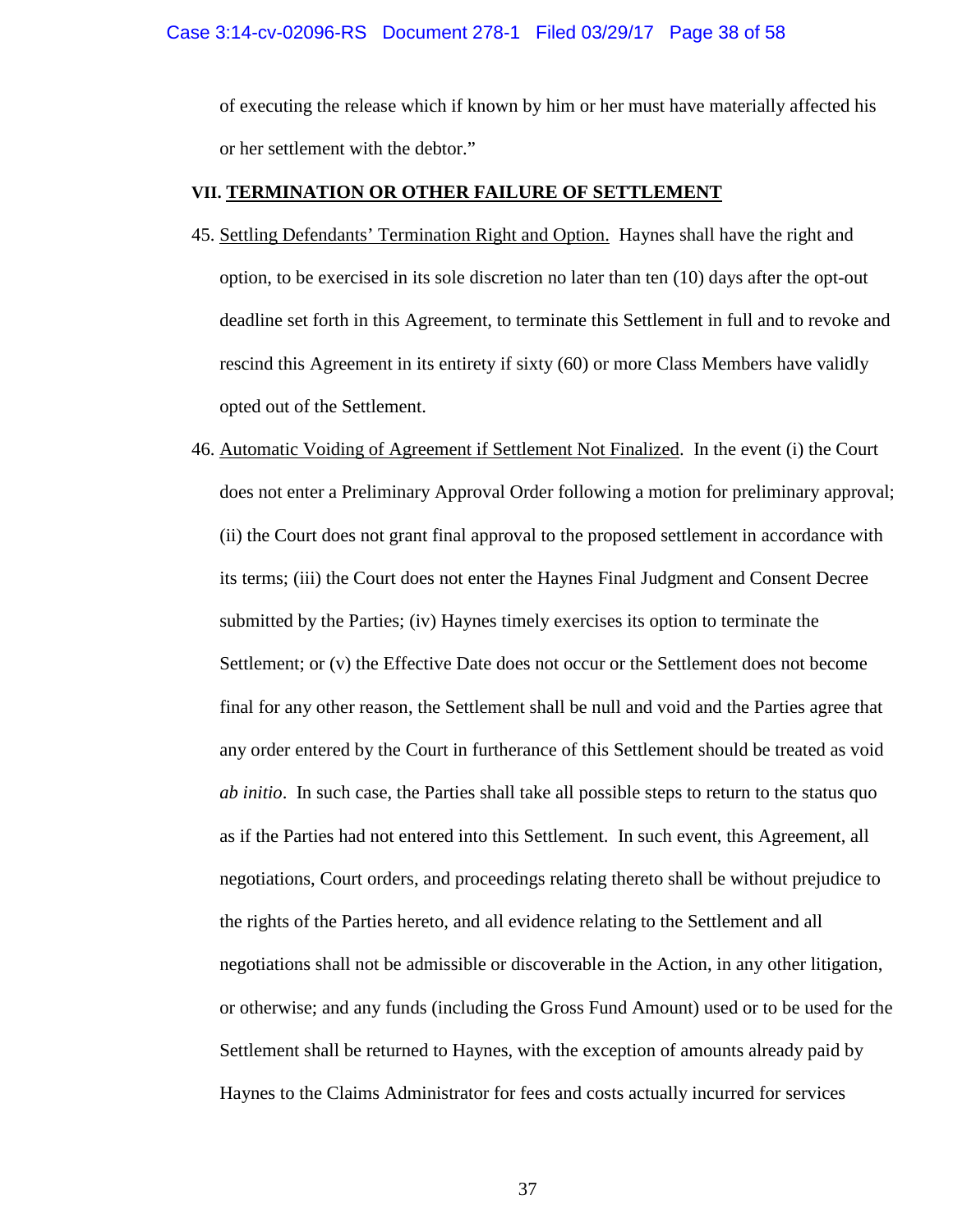of executing the release which if known by him or her must have materially affected his or her settlement with the debtor."

## VII. TERMINATION OR OTHER FAILURE OF SETTLEMENT

45. Settling Defendants' Termination Right and Option. Haynes shall have the right and option, to be exercised in its sole discretion no later than ten (10) days after the opt-out deadline set forth in this Agreement, to terminate this Settlement in full and to revoke and rescind this Agreement in its entirety if sixty (60) or more Class Members have validly opted out of the Settlement.

46. Automatic Voiding of Agreement if Settlement Not Finalized. In the event (i) the Court does not enter a Preliminary Approval Order following a motion for preliminary approval; (ii) the Court does not grant final approval to the proposed settlement in accordance with its terms; (iii) the Court does not enter the Haynes Final Judgment and Consent Decree submitted by the Parties; (iv) Haynes timely exercises its option to terminate the Settlement; or (v) the Effective Date does not occur or the Settlement does not become final for any other reason, the Settlement shall be null and void and the Parties agree that any order entered by the Court in furtherance of this Settlement should be treated as void *ab initio*. In such case, the Parties shall take all possible steps to return to the status quo as if the Parties had not entered into this Settlement. In such event, this Agreement, all negotiations, Court orders, and proceedings relating thereto shall be without prejudice to the rights of the Parties hereto, and all evidence relating to the Settlement and all negotiations shall not be admissible or discoverable in the Action, in any other litigation, or otherwise; and any funds (including the Gross Fund Amount) used or to be used for the Settlement shall be returned to Haynes, with the exception of amounts already paid by Haynes to the Claims Administrator for fees and costs actually incurred for services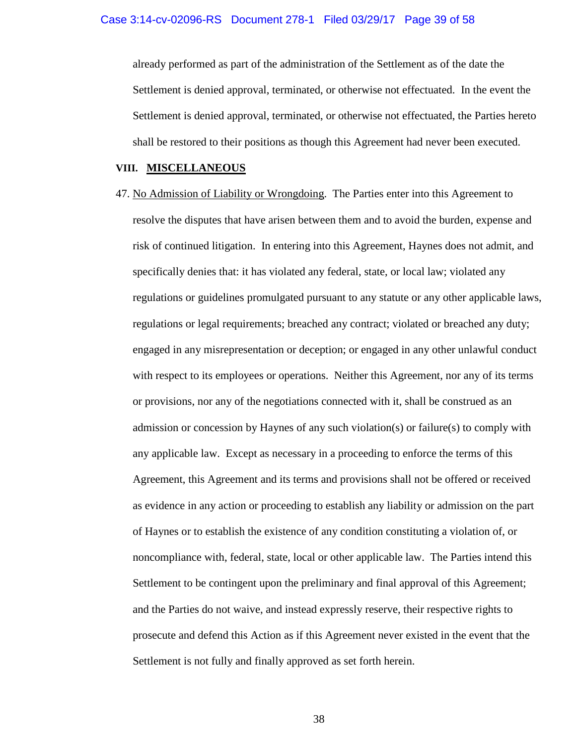already performed as part of the administration of the Settlement as of the date the Settlement is denied approval, terminated, or otherwise not effectuated. In the event the Settlement is denied approval, terminated, or otherwise not effectuated, the Parties hereto shall be restored to their positions as though this Agreement had never been executed.

## VIII. MISCELLANEOUS

47. No Admission of Liability or Wrongdoing. The Parties enter into this Agreement to resolve the disputes that have arisen between them and to avoid the burden, expense and risk of continued litigation. In entering into this Agreement, Haynes does not admit, and specifically denies that: it has violated any federal, state, or local law; violated any regulations or guidelines promulgated pursuant to any statute or any other applicable laws, regulations or legal requirements; breached any contract; violated or breached any duty; engaged in any misrepresentation or deception; or engaged in any other unlawful conduct with respect to its employees or operations. Neither this Agreement, nor any of its terms or provisions, nor any of the negotiations connected with it, shall be construed as an admission or concession by Haynes of any such violation(s) or failure(s) to comply with any applicable law. Except as necessary in a proceeding to enforce the terms of this Agreement, this Agreement and its terms and provisions shall not be offered or received as evidence in any action or proceeding to establish any liability or admission on the part of Haynes or to establish the existence of any condition constituting a violation of, or noncompliance with, federal, state, local or other applicable law. The Parties intend this Settlement to be contingent upon the preliminary and final approval of this Agreement; and the Parties do not waive, and instead expressly reserve, their respective rights to prosecute and defend this Action as if this Agreement never existed in the event that the Settlement is not fully and finally approved as set forth herein.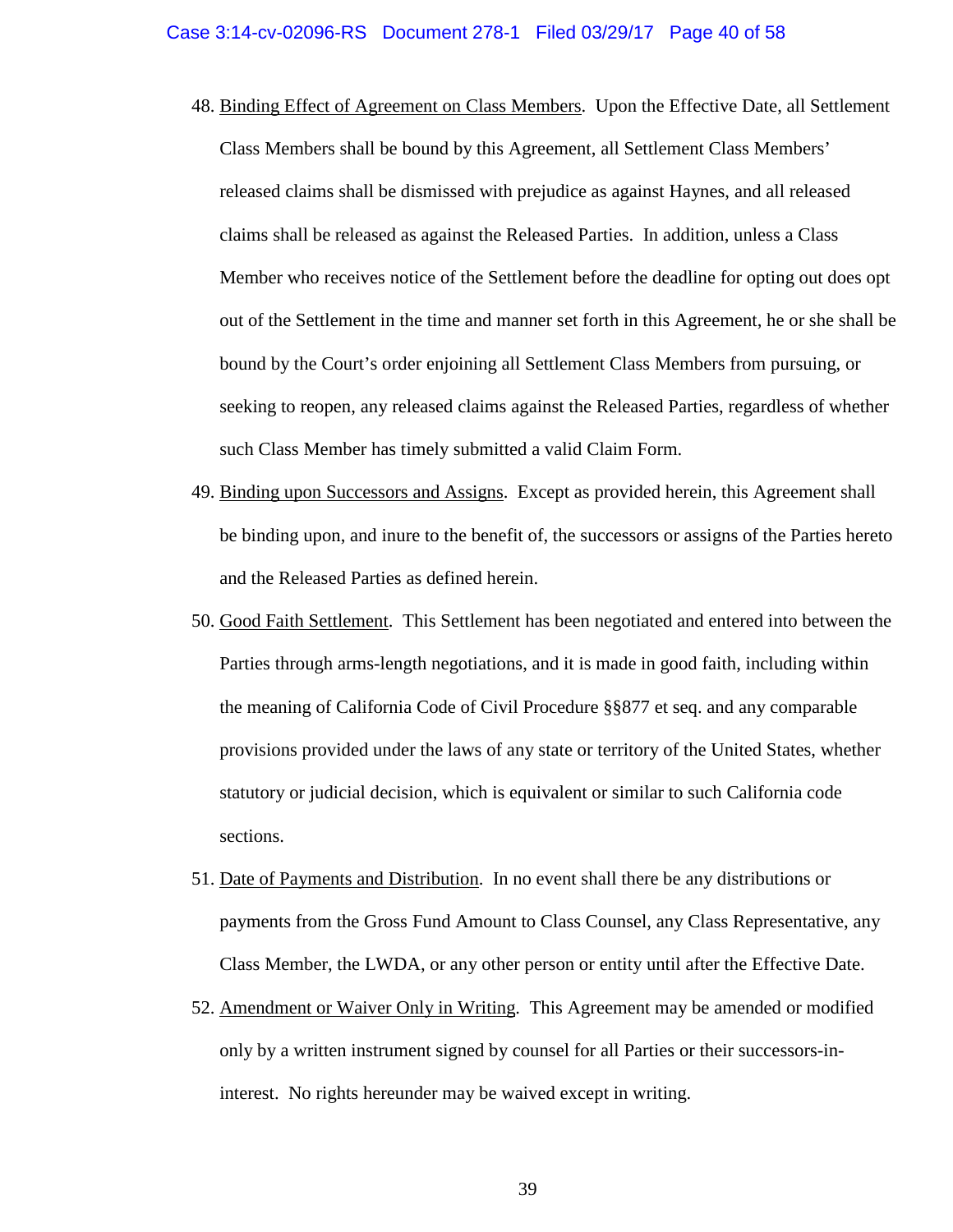48. Binding Effect of Agreement on Class Members. Upon the Effective Date, all Settlement Class Members shall be bound by this Agreement, all Settlement Class Members' released claims shall be dismissed with prejudice as against Haynes, and all released claims shall be released as against the Released Parties. In addition, unless a Class Member who receives notice of the Settlement before the deadline for opting out does opt out of the Settlement in the time and manner set forth in this Agreement, he or she shall be bound by the Court's order enjoining all Settlement Class Members from pursuing, or seeking to reopen, any released claims against the Released Parties, regardless of whether such Class Member has timely submitted a valid Claim Form.

49. Binding upon Successors and Assigns. Except as provided herein, this Agreement shall be binding upon, and inure to the benefit of, the successors or assigns of the Parties hereto and the Released Parties as defined herein.

50. Good Faith Settlement. This Settlement has been negotiated and entered into between the Parties through arms-length negotiations, and it is made in good faith, including within the meaning of California Code of Civil Procedure §§877 et seq. and any comparable provisions provided under the laws of any state or territory of the United States, whether statutory or judicial decision, which is equivalent or similar to such California code sections.

51. Date of Payments and Distribution. In no event shall there be any distributions or payments from the Gross Fund Amount to Class Counsel, any Class Representative, any Class Member, the LWDA, or any other person or entity until after the Effective Date.

52. Amendment or Waiver Only in Writing. This Agreement may be amended or modified only by a written instrument signed by counsel for all Parties or their successors-in-interest. No rights hereunder may be waived except in writing.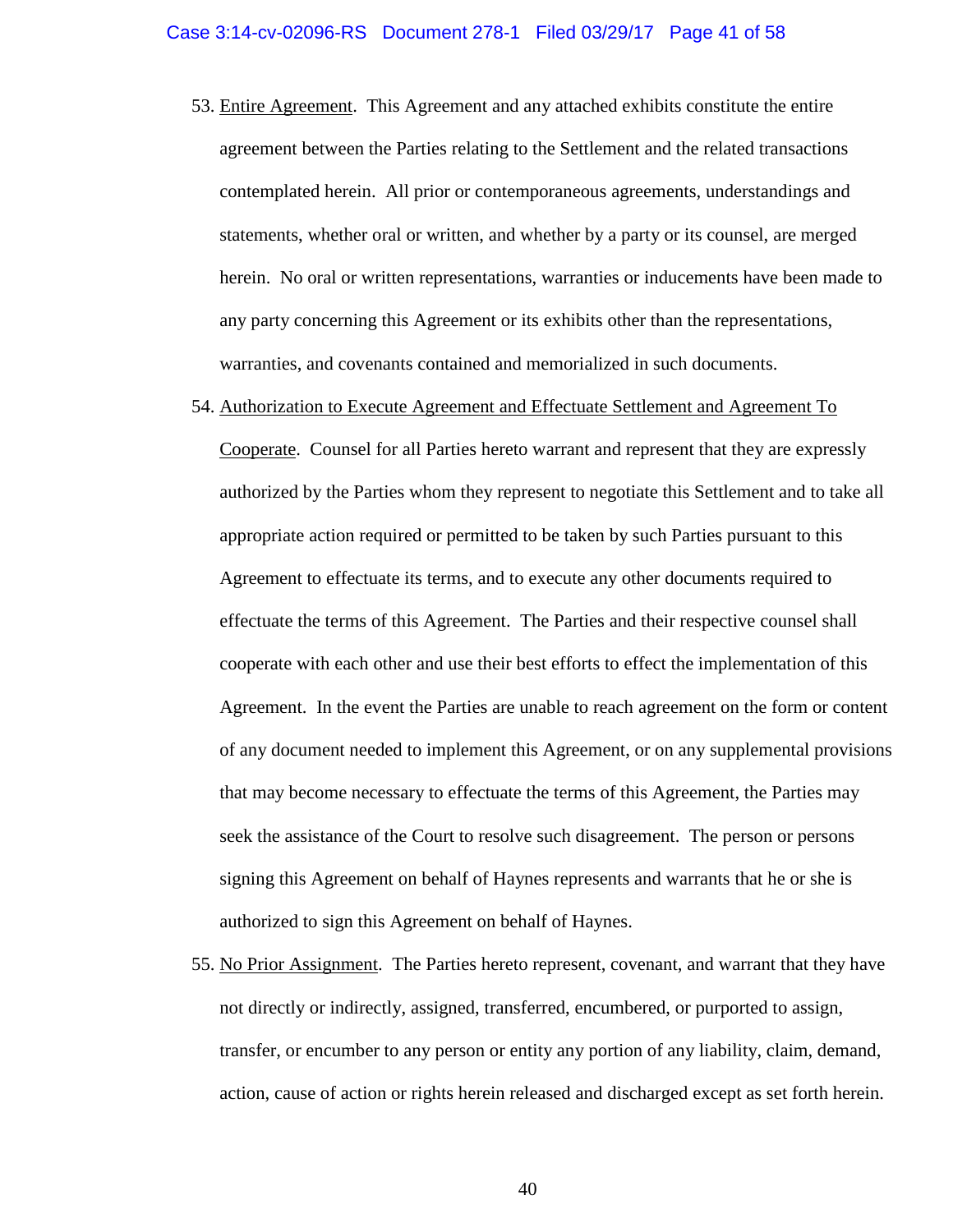53. Entire Agreement. This Agreement and any attached exhibits constitute the entire agreement between the Parties relating to the Settlement and the related transactions contemplated herein. All prior or contemporaneous agreements, understandings and statements, whether oral or written, and whether by a party or its counsel, are merged herein. No oral or written representations, warranties or inducements have been made to any party concerning this Agreement or its exhibits other than the representations, warranties, and covenants contained and memorialized in such documents.

54. Authorization to Execute Agreement and Effectuate Settlement and Agreement To Cooperate. Counsel for all Parties hereto warrant and represent that they are expressly authorized by the Parties whom they represent to negotiate this Settlement and to take all appropriate action required or permitted to be taken by such Parties pursuant to this Agreement to effectuate its terms, and to execute any other documents required to effectuate the terms of this Agreement. The Parties and their respective counsel shall cooperate with each other and use their best efforts to effect the implementation of this Agreement. In the event the Parties are unable to reach agreement on the form or content of any document needed to implement this Agreement, or on any supplemental provisions that may become necessary to effectuate the terms of this Agreement, the Parties may seek the assistance of the Court to resolve such disagreement. The person or persons signing this Agreement on behalf of Haynes represents and warrants that he or she is authorized to sign this Agreement on behalf of Haynes.

55. No Prior Assignment. The Parties hereto represent, covenant, and warrant that they have not directly or indirectly, assigned, transferred, encumbered, or purported to assign, transfer, or encumber to any person or entity any portion of any liability, claim, demand, action, cause of action or rights herein released and discharged except as set forth herein.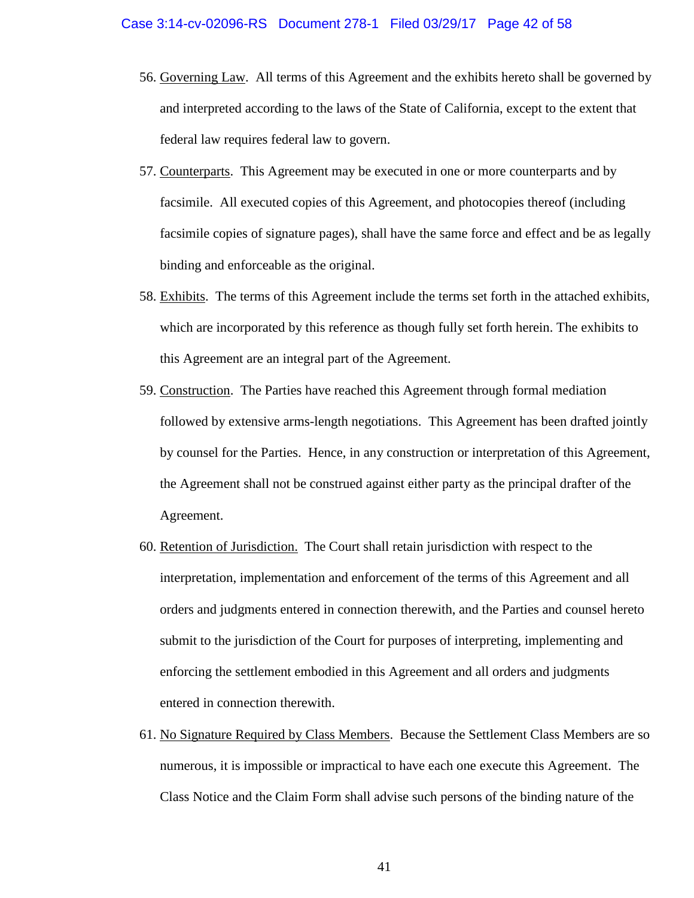56. Governing Law. All terms of this Agreement and the exhibits hereto shall be governed by and interpreted according to the laws of the State of California, except to the extent that federal law requires federal law to govern.

57. Counterparts. This Agreement may be executed in one or more counterparts and by facsimile. All executed copies of this Agreement, and photocopies thereof (including facsimile copies of signature pages), shall have the same force and effect and be as legally binding and enforceable as the original.

58. Exhibits. The terms of this Agreement include the terms set forth in the attached exhibits, which are incorporated by this reference as though fully set forth herein. The exhibits to this Agreement are an integral part of the Agreement.

59. Construction. The Parties have reached this Agreement through formal mediation followed by extensive arms-length negotiations. This Agreement has been drafted jointly by counsel for the Parties. Hence, in any construction or interpretation of this Agreement, the Agreement shall not be construed against either party as the principal drafter of the Agreement.

60. Retention of Jurisdiction. The Court shall retain jurisdiction with respect to the interpretation, implementation and enforcement of the terms of this Agreement and all orders and judgments entered in connection therewith, and the Parties and counsel hereto submit to the jurisdiction of the Court for purposes of interpreting, implementing and enforcing the settlement embodied in this Agreement and all orders and judgments entered in connection therewith.

61. No Signature Required by Class Members. Because the Settlement Class Members are so numerous, it is impossible or impractical to have each one execute this Agreement. The Class Notice and the Claim Form shall advise such persons of the binding nature of the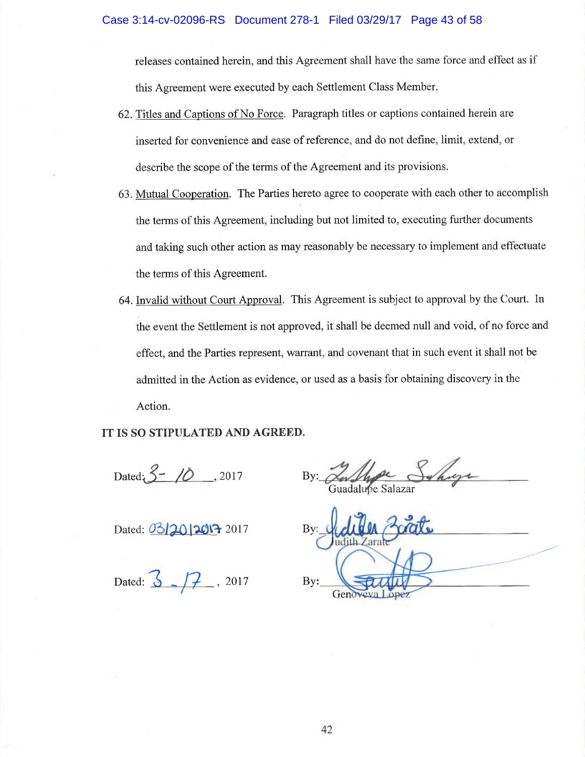releases contained herein, and this Agreement shall have the same force and effect as if this Agreement were executed by each Settlement Class Member.

62. Titles and Captions of No Force. Paragraph titles or captions contained herein are inserted for convenience and ease of reference, and do not define, limit, extend, or describe the scope of the terms of the Agreement and its provisions.

63. Mutual Cooperation. The Parties hereto agree to cooperate with each other to accomplish the terms of this Agreement, including but not limited to, executing further documents and taking such other action as may reasonably be necessary to implement and effectuate the terms of this Agreement.

64. Invalid without Court Approval. This Agreement is subject to approval by the Court. In the event the Settlement is not approved, it shall be deemed null and void, of no force and effect, and the Parties represent, warrant, and covenant that in such event it shall not be admitted in the Action as evidence, or used as a basis for obtaining discovery in the Action.

**IT IS SO STIPULATED AND AGREED.**

Dated: 3-10, 2017 By: ________________ Guadalupe Salazar

Dated: 03/20/2017 2017 By: ________________ Judith Zarate

Dated: 3-17, 2017 By: ________________ Genoveva Lopez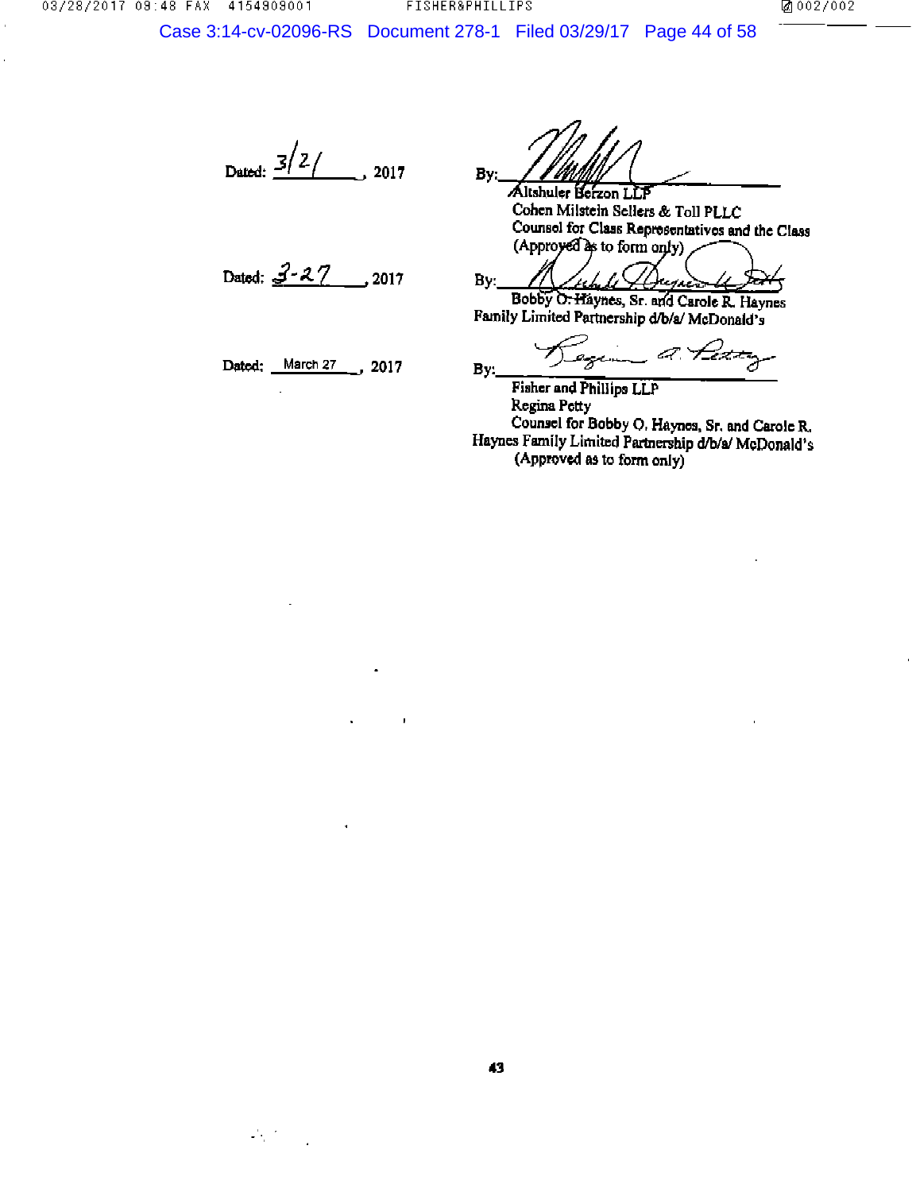Dated: 3/21, 2017

By: ______________________________
Altshuler Berzon LLP
Cohen Milstein Sellers & Toll PLLC
Counsel for Class Representatives and the Class
(Approved as to form only)

Dated: 3-27, 2017

By: ______________________________
Bobby O. Haynes, Sr. and Carole R. Haynes
Family Limited Partnership d/b/a/ McDonald's

Dated: March 27, 2017

By: ______________________________
Fisher and Phillips LLP
Regina Petty
Counsel for Bobby O. Haynes, Sr. and Carole R. Haynes Family Limited Partnership d/b/a/ McDonald's
(Approved as to form only)